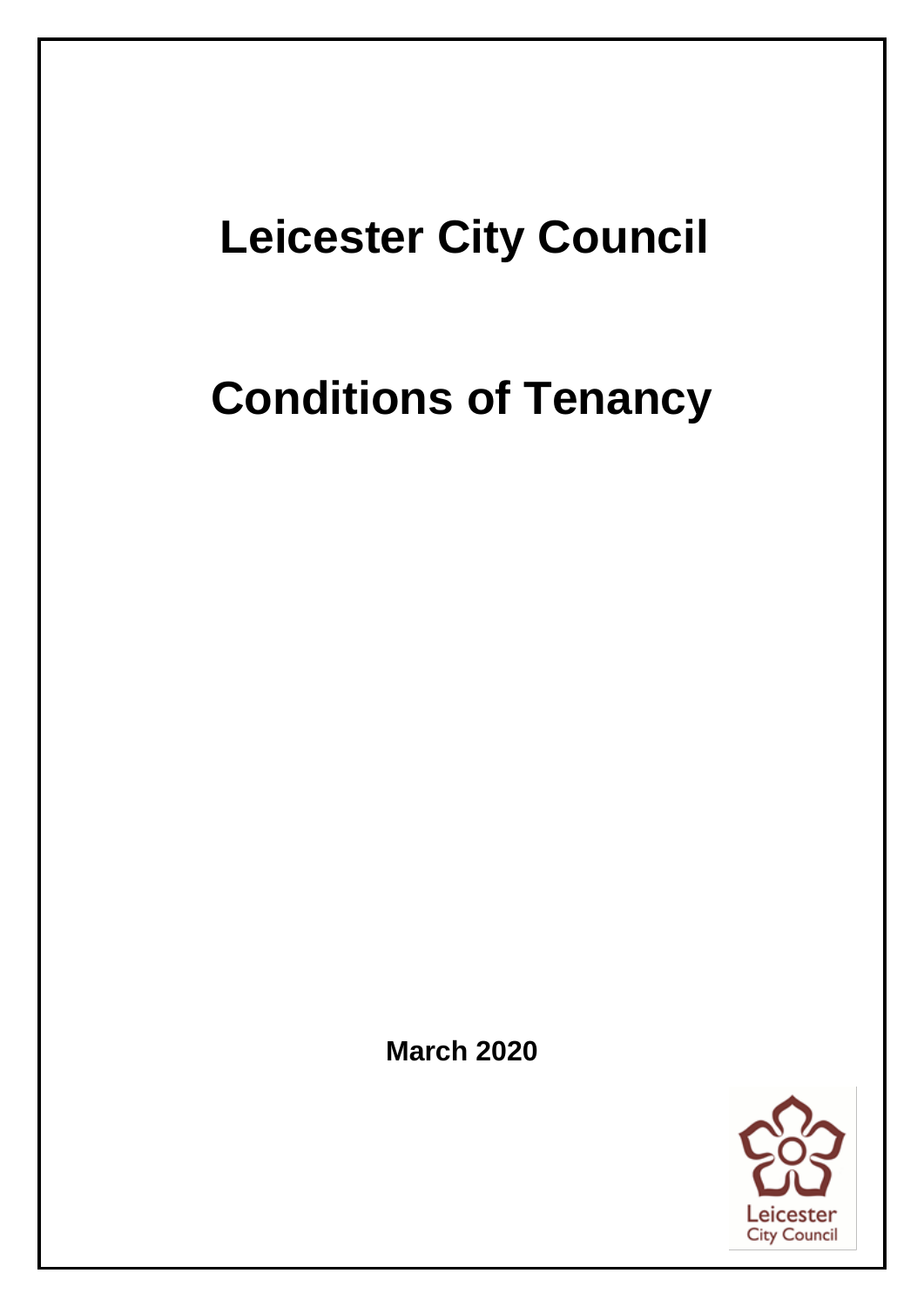# Leicester City Council

# Conditions of Tenancy

**March 2020**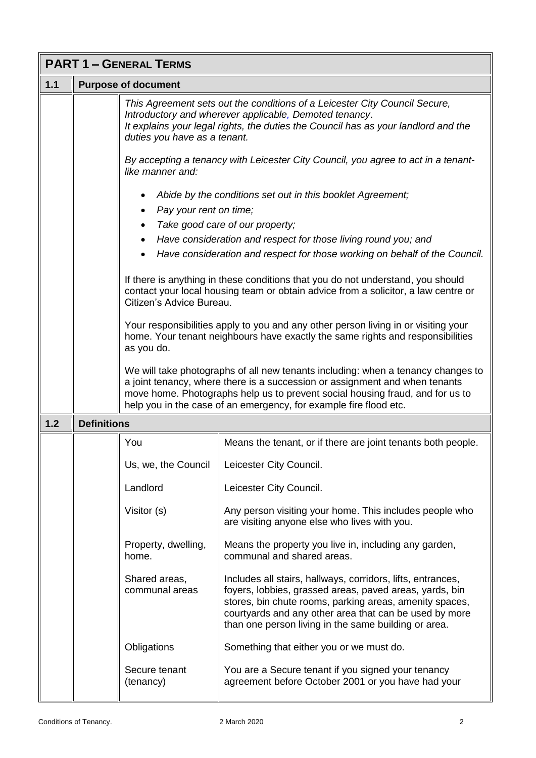## PART 1 – GENERAL TERMS

### 1.1 Purpose of document

*This Agreement sets out the conditions of a Leicester City Council Secure, Introductory and wherever applicable, Demoted tenancy.*
*It explains your legal rights, the duties the Council has as your landlord and the duties you have as a tenant.*

*By accepting a tenancy with Leicester City Council, you agree to act in a tenant-like manner and:*

- *Abide by the conditions set out in this booklet Agreement;*
- *Pay your rent on time;*
- *Take good care of our property;*
- *Have consideration and respect for those living round you; and*
- *Have consideration and respect for those working on behalf of the Council.*

If there is anything in these conditions that you do not understand, you should contact your local housing team or obtain advice from a solicitor, a law centre or Citizen's Advice Bureau.

Your responsibilities apply to you and any other person living in or visiting your home. Your tenant neighbours have exactly the same rights and responsibilities as you do.

We will take photographs of all new tenants including: when a tenancy changes to a joint tenancy, where there is a succession or assignment and when tenants move home. Photographs help us to prevent social housing fraud, and for us to help you in the case of an emergency, for example fire flood etc.

### 1.2 Definitions

| Term | Definition |
|---|---|
| You | Means the tenant, or if there are joint tenants both people. |
| Us, we, the Council | Leicester City Council. |
| Landlord | Leicester City Council. |
| Visitor (s) | Any person visiting your home. This includes people who are visiting anyone else who lives with you. |
| Property, dwelling, home. | Means the property you live in, including any garden, communal and shared areas. |
| Shared areas, communal areas | Includes all stairs, hallways, corridors, lifts, entrances, foyers, lobbies, grassed areas, paved areas, yards, bin stores, bin chute rooms, parking areas, amenity spaces, courtyards and any other area that can be used by more than one person living in the same building or area. |
| Obligations | Something that either you or we must do. |
| Secure tenant (tenancy) | You are a Secure tenant if you signed your tenancy agreement before October 2001 or you have had your |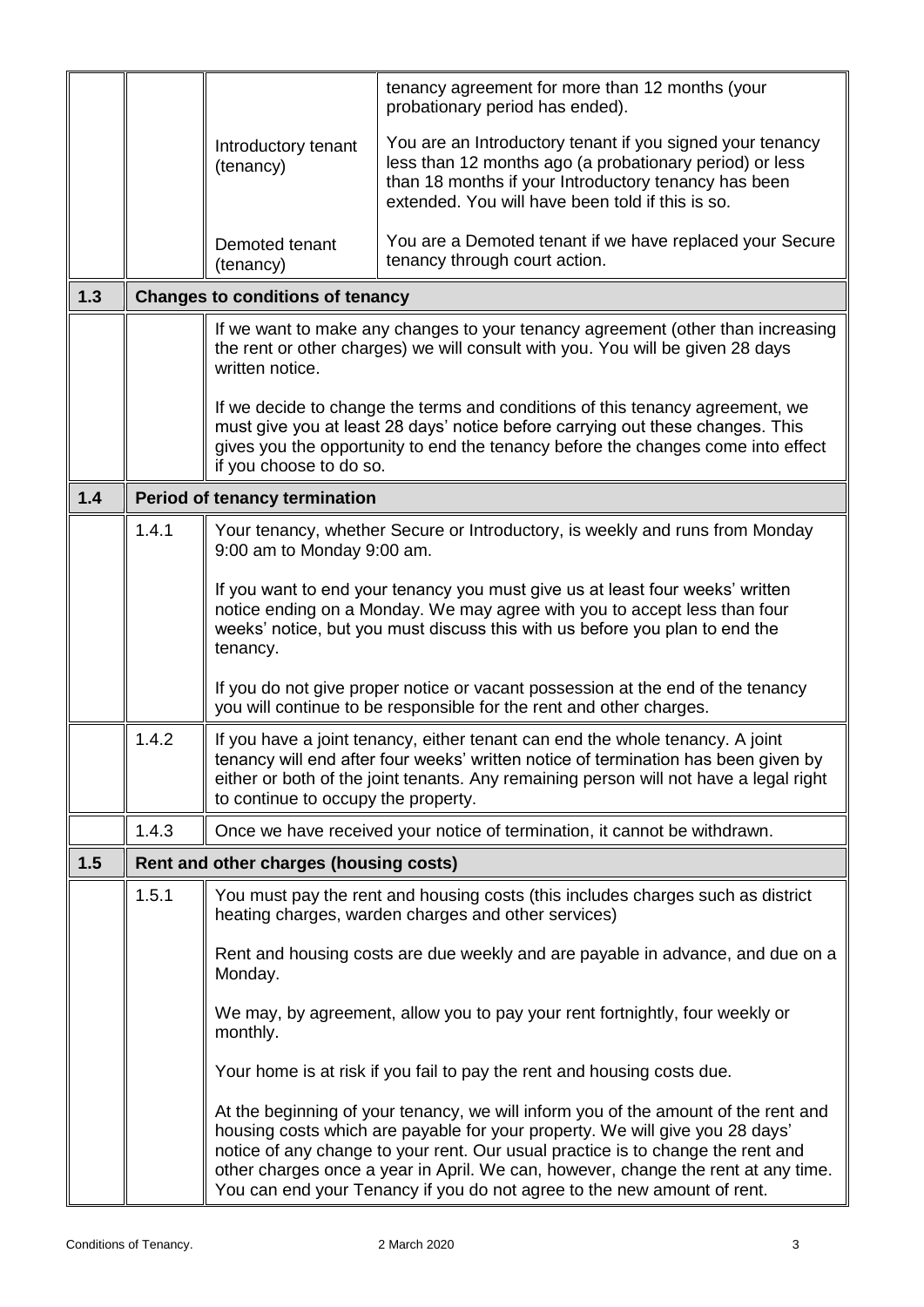| | | | |
|---|---|---|---|
| | | | tenancy agreement for more than 12 months (your probationary period has ended). |
| | | Introductory tenant (tenancy) | You are an Introductory tenant if you signed your tenancy less than 12 months ago (a probationary period) or less than 18 months if your Introductory tenancy has been extended. You will have been told if this is so. |
| | | Demoted tenant (tenancy) | You are a Demoted tenant if we have replaced your Secure tenancy through court action. |

## 1.3 Changes to conditions of tenancy

If we want to make any changes to your tenancy agreement (other than increasing the rent or other charges) we will consult with you. You will be given 28 days written notice.

If we decide to change the terms and conditions of this tenancy agreement, we must give you at least 28 days' notice before carrying out these changes. This gives you the opportunity to end the tenancy before the changes come into effect if you choose to do so.

## 1.4 Period of tenancy termination

**1.4.1** Your tenancy, whether Secure or Introductory, is weekly and runs from Monday 9:00 am to Monday 9:00 am.

If you want to end your tenancy you must give us at least four weeks' written notice ending on a Monday. We may agree with you to accept less than four weeks' notice, but you must discuss this with us before you plan to end the tenancy.

If you do not give proper notice or vacant possession at the end of the tenancy you will continue to be responsible for the rent and other charges.

**1.4.2** If you have a joint tenancy, either tenant can end the whole tenancy. A joint tenancy will end after four weeks' written notice of termination has been given by either or both of the joint tenants. Any remaining person will not have a legal right to continue to occupy the property.

**1.4.3** Once we have received your notice of termination, it cannot be withdrawn.

## 1.5 Rent and other charges (housing costs)

**1.5.1** You must pay the rent and housing costs (this includes charges such as district heating charges, warden charges and other services)

Rent and housing costs are due weekly and are payable in advance, and due on a Monday.

We may, by agreement, allow you to pay your rent fortnightly, four weekly or monthly.

Your home is at risk if you fail to pay the rent and housing costs due.

At the beginning of your tenancy, we will inform you of the amount of the rent and housing costs which are payable for your property. We will give you 28 days' notice of any change to your rent. Our usual practice is to change the rent and other charges once a year in April. We can, however, change the rent at any time. You can end your Tenancy if you do not agree to the new amount of rent.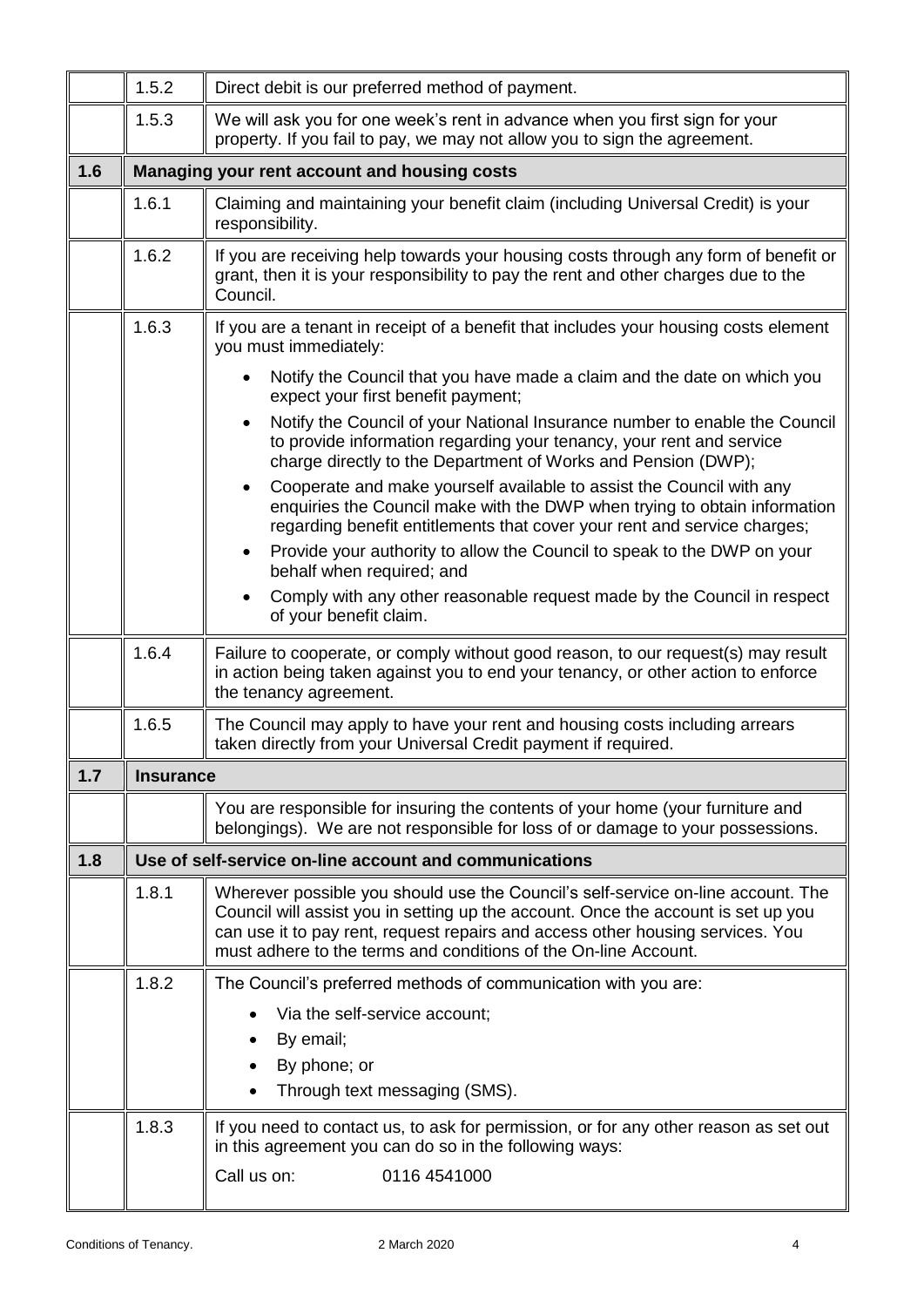| | | |
|---|---|---|
| | 1.5.2 | Direct debit is our preferred method of payment. |
| | 1.5.3 | We will ask you for one week's rent in advance when you first sign for your property. If you fail to pay, we may not allow you to sign the agreement. |
| **1.6** | **Managing your rent account and housing costs** | |
| | 1.6.1 | Claiming and maintaining your benefit claim (including Universal Credit) is your responsibility. |
| | 1.6.2 | If you are receiving help towards your housing costs through any form of benefit or grant, then it is your responsibility to pay the rent and other charges due to the Council. |
| | 1.6.3 | If you are a tenant in receipt of a benefit that includes your housing costs element you must immediately:<br>• Notify the Council that you have made a claim and the date on which you expect your first benefit payment;<br>• Notify the Council of your National Insurance number to enable the Council to provide information regarding your tenancy, your rent and service charge directly to the Department of Works and Pension (DWP);<br>• Cooperate and make yourself available to assist the Council with any enquiries the Council make with the DWP when trying to obtain information regarding benefit entitlements that cover your rent and service charges;<br>• Provide your authority to allow the Council to speak to the DWP on your behalf when required; and<br>• Comply with any other reasonable request made by the Council in respect of your benefit claim. |
| | 1.6.4 | Failure to cooperate, or comply without good reason, to our request(s) may result in action being taken against you to end your tenancy, or other action to enforce the tenancy agreement. |
| | 1.6.5 | The Council may apply to have your rent and housing costs including arrears taken directly from your Universal Credit payment if required. |
| **1.7** | **Insurance** | |
| | | You are responsible for insuring the contents of your home (your furniture and belongings). We are not responsible for loss of or damage to your possessions. |
| **1.8** | **Use of self-service on-line account and communications** | |
| | 1.8.1 | Wherever possible you should use the Council's self-service on-line account. The Council will assist you in setting up the account. Once the account is set up you can use it to pay rent, request repairs and access other housing services. You must adhere to the terms and conditions of the On-line Account. |
| | 1.8.2 | The Council's preferred methods of communication with you are:<br>• Via the self-service account;<br>• By email;<br>• By phone; or<br>• Through text messaging (SMS). |
| | 1.8.3 | If you need to contact us, to ask for permission, or for any other reason as set out in this agreement you can do so in the following ways:<br>Call us on: 0116 4541000 |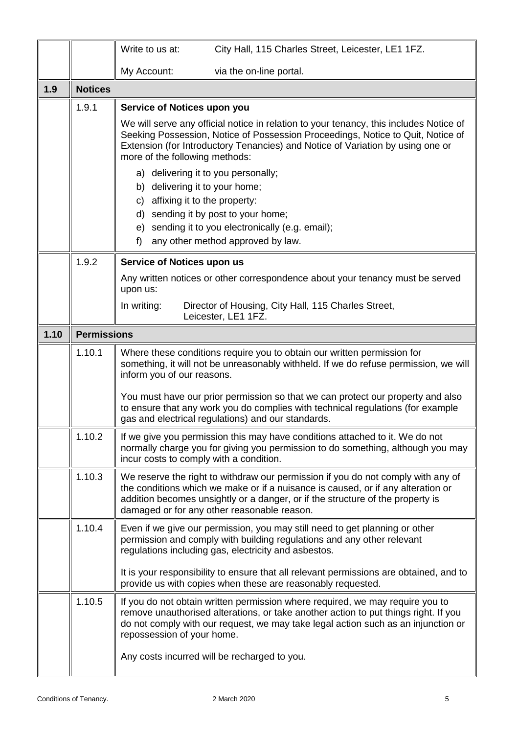| | | |
|---|---|---|
| | | Write to us at: City Hall, 115 Charles Street, Leicester, LE1 1FZ.<br><br>My Account: via the on-line portal. |

## 1.9 Notices

**1.9.1 Service of Notices upon you**

We will serve any official notice in relation to your tenancy, this includes Notice of Seeking Possession, Notice of Possession Proceedings, Notice to Quit, Notice of Extension (for Introductory Tenancies) and Notice of Variation by using one or more of the following methods:

a) delivering it to you personally;
b) delivering it to your home;
c) affixing it to the property:
d) sending it by post to your home;
e) sending it to you electronically (e.g. email);
f) any other method approved by law.

**1.9.2 Service of Notices upon us**

Any written notices or other correspondence about your tenancy must be served upon us:

In writing: Director of Housing, City Hall, 115 Charles Street, Leicester, LE1 1FZ.

## 1.10 Permissions

**1.10.1** Where these conditions require you to obtain our written permission for something, it will not be unreasonably withheld. If we do refuse permission, we will inform you of our reasons.

You must have our prior permission so that we can protect our property and also to ensure that any work you do complies with technical regulations (for example gas and electrical regulations) and our standards.

**1.10.2** If we give you permission this may have conditions attached to it. We do not normally charge you for giving you permission to do something, although you may incur costs to comply with a condition.

**1.10.3** We reserve the right to withdraw our permission if you do not comply with any of the conditions which we make or if a nuisance is caused, or if any alteration or addition becomes unsightly or a danger, or if the structure of the property is damaged or for any other reasonable reason.

**1.10.4** Even if we give our permission, you may still need to get planning or other permission and comply with building regulations and any other relevant regulations including gas, electricity and asbestos.

It is your responsibility to ensure that all relevant permissions are obtained, and to provide us with copies when these are reasonably requested.

**1.10.5** If you do not obtain written permission where required, we may require you to remove unauthorised alterations, or take another action to put things right. If you do not comply with our request, we may take legal action such as an injunction or repossession of your home.

Any costs incurred will be recharged to you.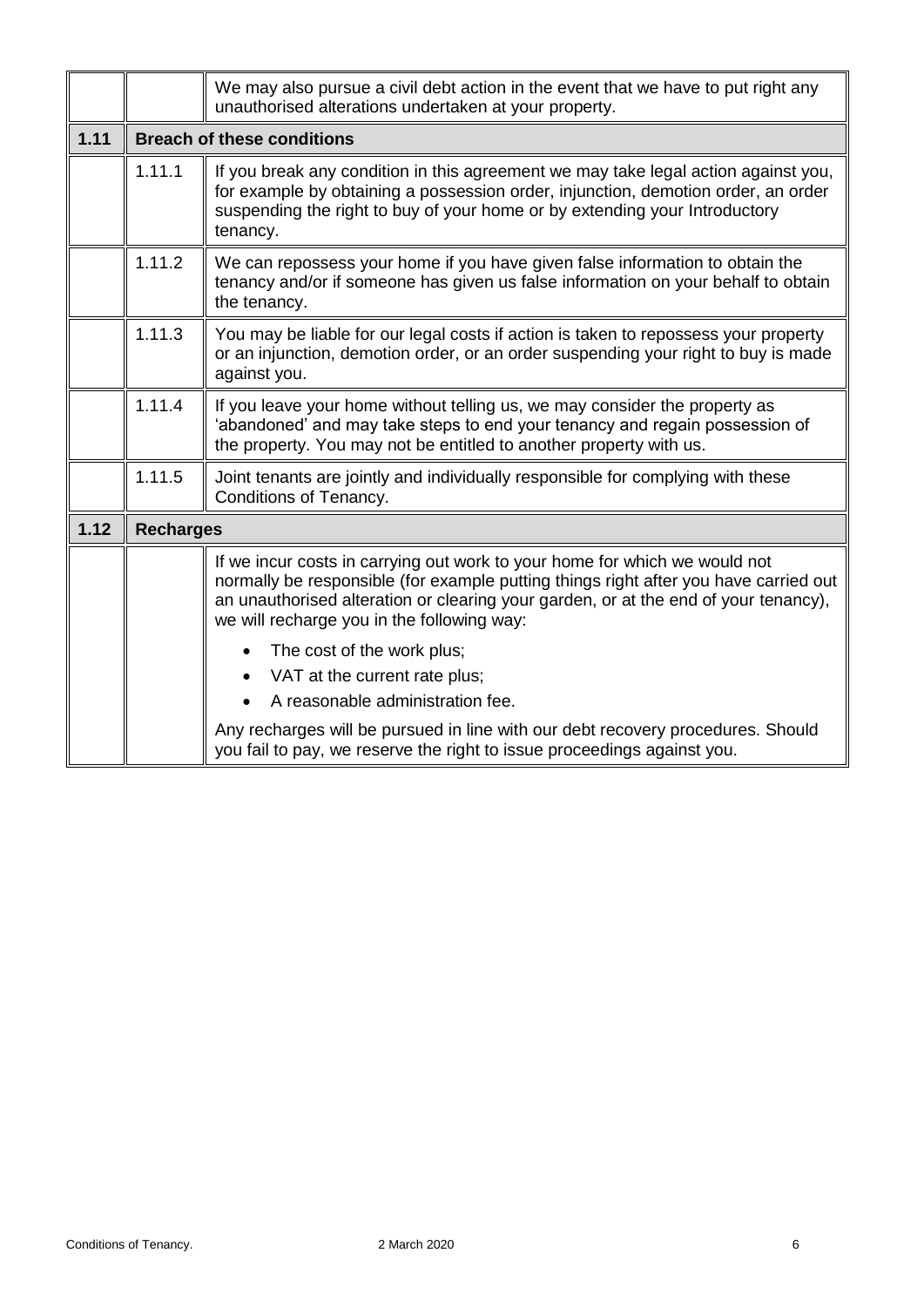| | | |
|---|---|---|
| | | We may also pursue a civil debt action in the event that we have to put right any unauthorised alterations undertaken at your property. |
| **1.11** | **Breach of these conditions** | |
| | 1.11.1 | If you break any condition in this agreement we may take legal action against you, for example by obtaining a possession order, injunction, demotion order, an order suspending the right to buy of your home or by extending your Introductory tenancy. |
| | 1.11.2 | We can repossess your home if you have given false information to obtain the tenancy and/or if someone has given us false information on your behalf to obtain the tenancy. |
| | 1.11.3 | You may be liable for our legal costs if action is taken to repossess your property or an injunction, demotion order, or an order suspending your right to buy is made against you. |
| | 1.11.4 | If you leave your home without telling us, we may consider the property as 'abandoned' and may take steps to end your tenancy and regain possession of the property. You may not be entitled to another property with us. |
| | 1.11.5 | Joint tenants are jointly and individually responsible for complying with these Conditions of Tenancy. |
| **1.12** | **Recharges** | |
| | | If we incur costs in carrying out work to your home for which we would not normally be responsible (for example putting things right after you have carried out an unauthorised alteration or clearing your garden, or at the end of your tenancy), we will recharge you in the following way:<br>• The cost of the work plus;<br>• VAT at the current rate plus;<br>• A reasonable administration fee.<br>Any recharges will be pursued in line with our debt recovery procedures. Should you fail to pay, we reserve the right to issue proceedings against you. |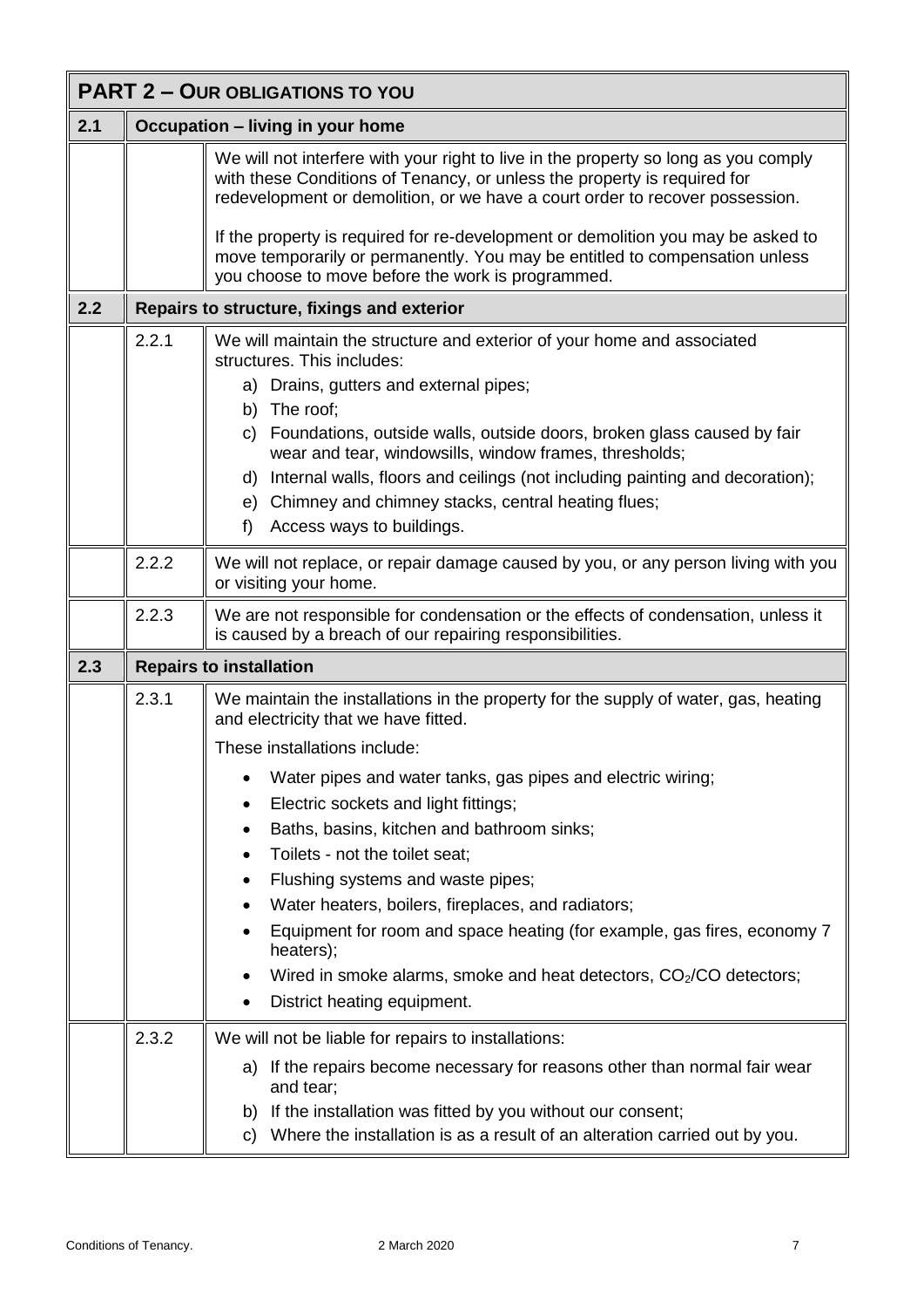## PART 2 – OUR OBLIGATIONS TO YOU

### 2.1 Occupation – living in your home

We will not interfere with your right to live in the property so long as you comply with these Conditions of Tenancy, or unless the property is required for redevelopment or demolition, or we have a court order to recover possession.

If the property is required for re-development or demolition you may be asked to move temporarily or permanently. You may be entitled to compensation unless you choose to move before the work is programmed.

### 2.2 Repairs to structure, fixings and exterior

**2.2.1** We will maintain the structure and exterior of your home and associated structures. This includes:

a) Drains, gutters and external pipes;
b) The roof;
c) Foundations, outside walls, outside doors, broken glass caused by fair wear and tear, windowsills, window frames, thresholds;
d) Internal walls, floors and ceilings (not including painting and decoration);
e) Chimney and chimney stacks, central heating flues;
f) Access ways to buildings.

**2.2.2** We will not replace, or repair damage caused by you, or any person living with you or visiting your home.

**2.2.3** We are not responsible for condensation or the effects of condensation, unless it is caused by a breach of our repairing responsibilities.

### 2.3 Repairs to installation

**2.3.1** We maintain the installations in the property for the supply of water, gas, heating and electricity that we have fitted.

These installations include:

- Water pipes and water tanks, gas pipes and electric wiring;
- Electric sockets and light fittings;
- Baths, basins, kitchen and bathroom sinks;
- Toilets - not the toilet seat;
- Flushing systems and waste pipes;
- Water heaters, boilers, fireplaces, and radiators;
- Equipment for room and space heating (for example, gas fires, economy 7 heaters);
- Wired in smoke alarms, smoke and heat detectors, $CO_2$/CO detectors;
- District heating equipment.

**2.3.2** We will not be liable for repairs to installations:

a) If the repairs become necessary for reasons other than normal fair wear and tear;
b) If the installation was fitted by you without our consent;
c) Where the installation is as a result of an alteration carried out by you.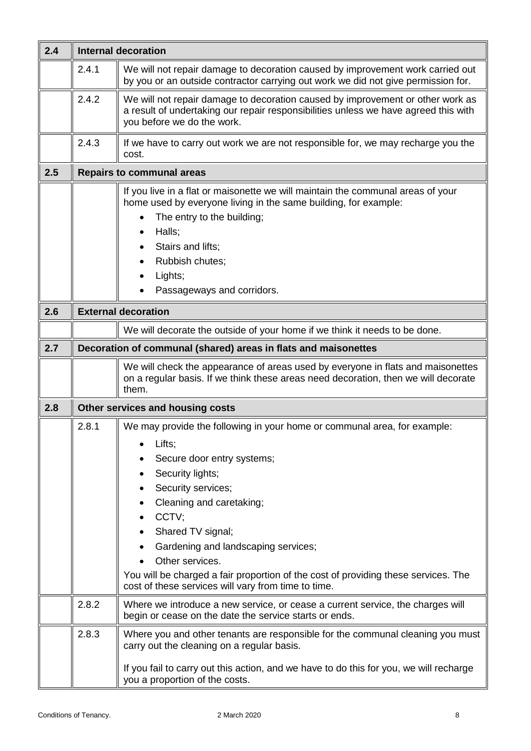| 2.4 | **Internal decoration** | |
|---|---|---|
| | 2.4.1 | We will not repair damage to decoration caused by improvement work carried out by you or an outside contractor carrying out work we did not give permission for. |
| | 2.4.2 | We will not repair damage to decoration caused by improvement or other work as a result of undertaking our repair responsibilities unless we have agreed this with you before we do the work. |
| | 2.4.3 | If we have to carry out work we are not responsible for, we may recharge you the cost. |
| **2.5** | **Repairs to communal areas** | |
| | | If you live in a flat or maisonette we will maintain the communal areas of your home used by everyone living in the same building, for example:<br>• The entry to the building;<br>• Halls;<br>• Stairs and lifts;<br>• Rubbish chutes;<br>• Lights;<br>• Passageways and corridors. |
| **2.6** | **External decoration** | |
| | | We will decorate the outside of your home if we think it needs to be done. |
| **2.7** | **Decoration of communal (shared) areas in flats and maisonettes** | |
| | | We will check the appearance of areas used by everyone in flats and maisonettes on a regular basis. If we think these areas need decoration, then we will decorate them. |
| **2.8** | **Other services and housing costs** | |
| | 2.8.1 | We may provide the following in your home or communal area, for example:<br>• Lifts;<br>• Secure door entry systems;<br>• Security lights;<br>• Security services;<br>• Cleaning and caretaking;<br>• CCTV;<br>• Shared TV signal;<br>• Gardening and landscaping services;<br>• Other services.<br>You will be charged a fair proportion of the cost of providing these services. The cost of these services will vary from time to time. |
| | 2.8.2 | Where we introduce a new service, or cease a current service, the charges will begin or cease on the date the service starts or ends. |
| | 2.8.3 | Where you and other tenants are responsible for the communal cleaning you must carry out the cleaning on a regular basis.<br><br>If you fail to carry out this action, and we have to do this for you, we will recharge you a proportion of the costs. |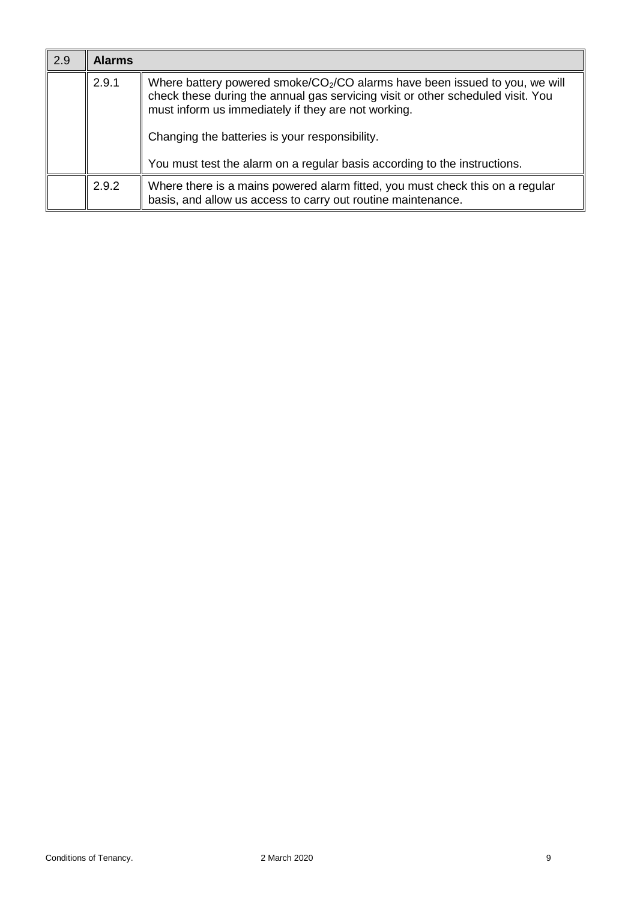| 2.9 | **Alarms** | |
|---|---|---|
| | 2.9.1 | Where battery powered smoke/$CO_2$/CO alarms have been issued to you, we will check these during the annual gas servicing visit or other scheduled visit. You must inform us immediately if they are not working.<br><br>Changing the batteries is your responsibility.<br><br>You must test the alarm on a regular basis according to the instructions. |
| | 2.9.2 | Where there is a mains powered alarm fitted, you must check this on a regular basis, and allow us access to carry out routine maintenance. |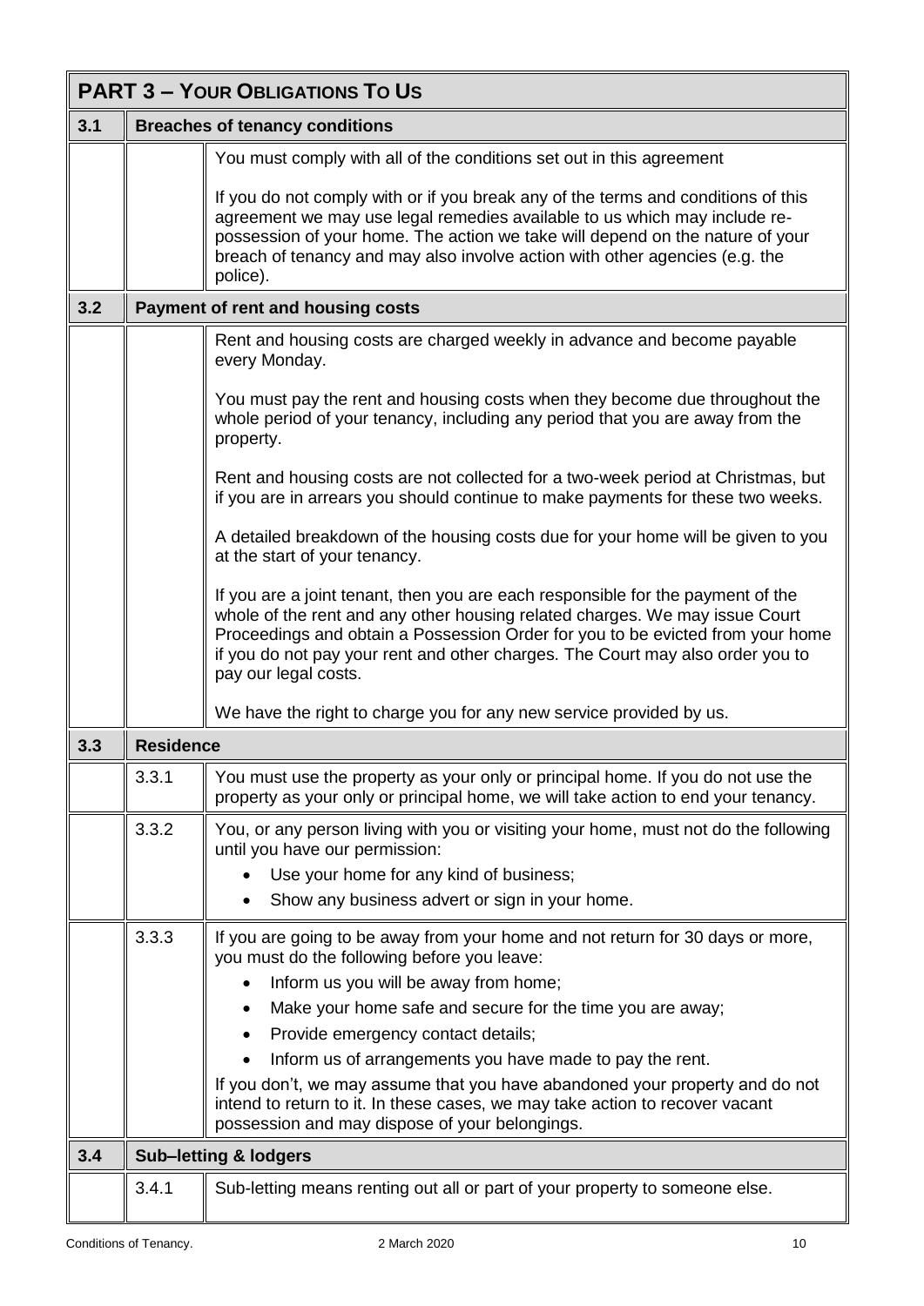## PART 3 – YOUR OBLIGATIONS TO US

### 3.1 Breaches of tenancy conditions

You must comply with all of the conditions set out in this agreement

If you do not comply with or if you break any of the terms and conditions of this agreement we may use legal remedies available to us which may include re-possession of your home. The action we take will depend on the nature of your breach of tenancy and may also involve action with other agencies (e.g. the police).

### 3.2 Payment of rent and housing costs

Rent and housing costs are charged weekly in advance and become payable every Monday.

You must pay the rent and housing costs when they become due throughout the whole period of your tenancy, including any period that you are away from the property.

Rent and housing costs are not collected for a two-week period at Christmas, but if you are in arrears you should continue to make payments for these two weeks.

A detailed breakdown of the housing costs due for your home will be given to you at the start of your tenancy.

If you are a joint tenant, then you are each responsible for the payment of the whole of the rent and any other housing related charges. We may issue Court Proceedings and obtain a Possession Order for you to be evicted from your home if you do not pay your rent and other charges. The Court may also order you to pay our legal costs.

We have the right to charge you for any new service provided by us.

### 3.3 Residence

**3.3.1** You must use the property as your only or principal home. If you do not use the property as your only or principal home, we will take action to end your tenancy.

**3.3.2** You, or any person living with you or visiting your home, must not do the following until you have our permission:

- Use your home for any kind of business;
- Show any business advert or sign in your home.

**3.3.3** If you are going to be away from your home and not return for 30 days or more, you must do the following before you leave:

- Inform us you will be away from home;
- Make your home safe and secure for the time you are away;
- Provide emergency contact details;
- Inform us of arrangements you have made to pay the rent.

If you don't, we may assume that you have abandoned your property and do not intend to return to it. In these cases, we may take action to recover vacant possession and may dispose of your belongings.

### 3.4 Sub–letting & lodgers

**3.4.1** Sub-letting means renting out all or part of your property to someone else.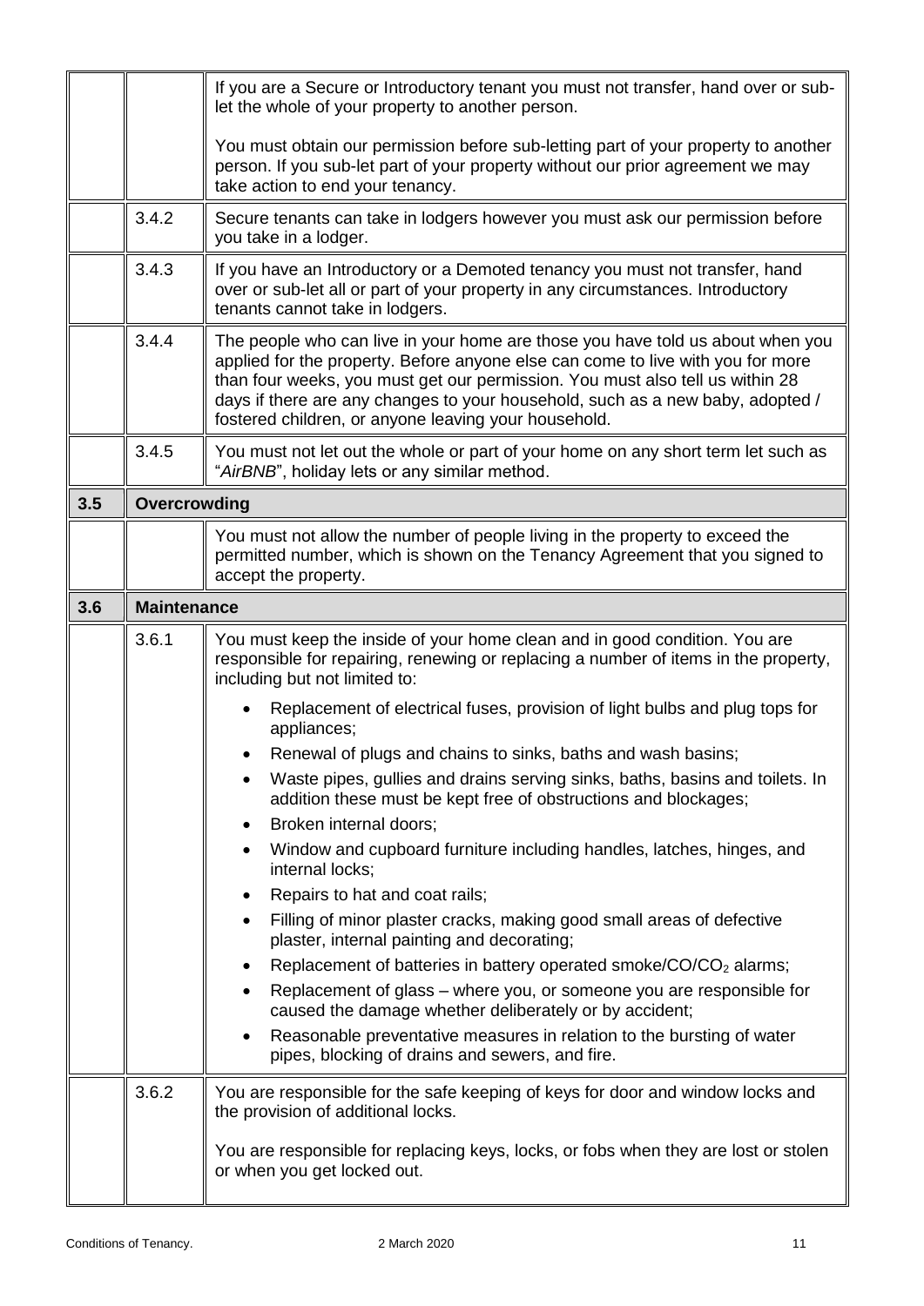| | | |
|---|---|---|
| | | If you are a Secure or Introductory tenant you must not transfer, hand over or sub-let the whole of your property to another person.<br><br>You must obtain our permission before sub-letting part of your property to another person. If you sub-let part of your property without our prior agreement we may take action to end your tenancy. |
| | 3.4.2 | Secure tenants can take in lodgers however you must ask our permission before you take in a lodger. |
| | 3.4.3 | If you have an Introductory or a Demoted tenancy you must not transfer, hand over or sub-let all or part of your property in any circumstances. Introductory tenants cannot take in lodgers. |
| | 3.4.4 | The people who can live in your home are those you have told us about when you applied for the property. Before anyone else can come to live with you for more than four weeks, you must get our permission. You must also tell us within 28 days if there are any changes to your household, such as a new baby, adopted / fostered children, or anyone leaving your household. |
| | 3.4.5 | You must not let out the whole or part of your home on any short term let such as "*AirBNB*", holiday lets or any similar method. |
| **3.5** | **Overcrowding** | |
| | | You must not allow the number of people living in the property to exceed the permitted number, which is shown on the Tenancy Agreement that you signed to accept the property. |
| **3.6** | **Maintenance** | |
| | 3.6.1 | You must keep the inside of your home clean and in good condition. You are responsible for repairing, renewing or replacing a number of items in the property, including but not limited to:<br>• Replacement of electrical fuses, provision of light bulbs and plug tops for appliances;<br>• Renewal of plugs and chains to sinks, baths and wash basins;<br>• Waste pipes, gullies and drains serving sinks, baths, basins and toilets. In addition these must be kept free of obstructions and blockages;<br>• Broken internal doors;<br>• Window and cupboard furniture including handles, latches, hinges, and internal locks;<br>• Repairs to hat and coat rails;<br>• Filling of minor plaster cracks, making good small areas of defective plaster, internal painting and decorating;<br>• Replacement of batteries in battery operated smoke/CO/$CO_2$ alarms;<br>• Replacement of glass – where you, or someone you are responsible for caused the damage whether deliberately or by accident;<br>• Reasonable preventative measures in relation to the bursting of water pipes, blocking of drains and sewers, and fire. |
| | 3.6.2 | You are responsible for the safe keeping of keys for door and window locks and the provision of additional locks.<br><br>You are responsible for replacing keys, locks, or fobs when they are lost or stolen or when you get locked out. |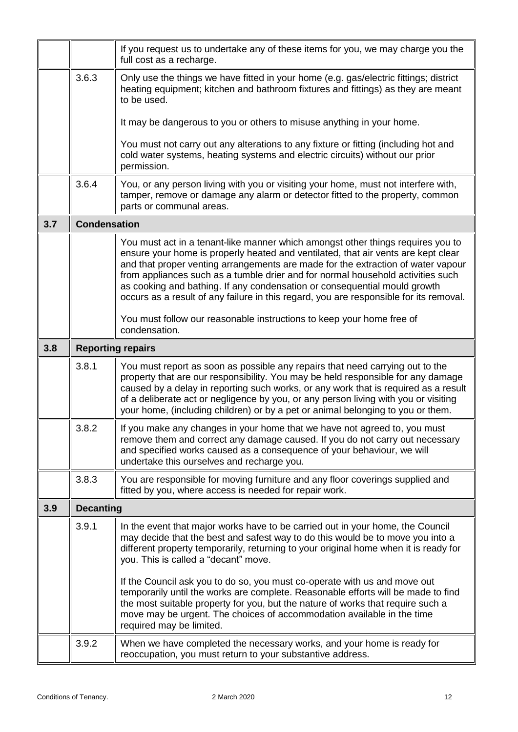| | | |
|---|---|---|
| | | If you request us to undertake any of these items for you, we may charge you the full cost as a recharge. |
| | 3.6.3 | Only use the things we have fitted in your home (e.g. gas/electric fittings; district heating equipment; kitchen and bathroom fixtures and fittings) as they are meant to be used.<br><br>It may be dangerous to you or others to misuse anything in your home.<br><br>You must not carry out any alterations to any fixture or fitting (including hot and cold water systems, heating systems and electric circuits) without our prior permission. |
| | 3.6.4 | You, or any person living with you or visiting your home, must not interfere with, tamper, remove or damage any alarm or detector fitted to the property, common parts or communal areas. |
| **3.7** | **Condensation** | |
| | | You must act in a tenant-like manner which amongst other things requires you to ensure your home is properly heated and ventilated, that air vents are kept clear and that proper venting arrangements are made for the extraction of water vapour from appliances such as a tumble drier and for normal household activities such as cooking and bathing. If any condensation or consequential mould growth occurs as a result of any failure in this regard, you are responsible for its removal.<br><br>You must follow our reasonable instructions to keep your home free of condensation. |
| **3.8** | **Reporting repairs** | |
| | 3.8.1 | You must report as soon as possible any repairs that need carrying out to the property that are our responsibility. You may be held responsible for any damage caused by a delay in reporting such works, or any work that is required as a result of a deliberate act or negligence by you, or any person living with you or visiting your home, (including children) or by a pet or animal belonging to you or them. |
| | 3.8.2 | If you make any changes in your home that we have not agreed to, you must remove them and correct any damage caused. If you do not carry out necessary and specified works caused as a consequence of your behaviour, we will undertake this ourselves and recharge you. |
| | 3.8.3 | You are responsible for moving furniture and any floor coverings supplied and fitted by you, where access is needed for repair work. |
| **3.9** | **Decanting** | |
| | 3.9.1 | In the event that major works have to be carried out in your home, the Council may decide that the best and safest way to do this would be to move you into a different property temporarily, returning to your original home when it is ready for you. This is called a "decant" move.<br><br>If the Council ask you to do so, you must co-operate with us and move out temporarily until the works are complete. Reasonable efforts will be made to find the most suitable property for you, but the nature of works that require such a move may be urgent. The choices of accommodation available in the time required may be limited. |
| | 3.9.2 | When we have completed the necessary works, and your home is ready for reoccupation, you must return to your substantive address. |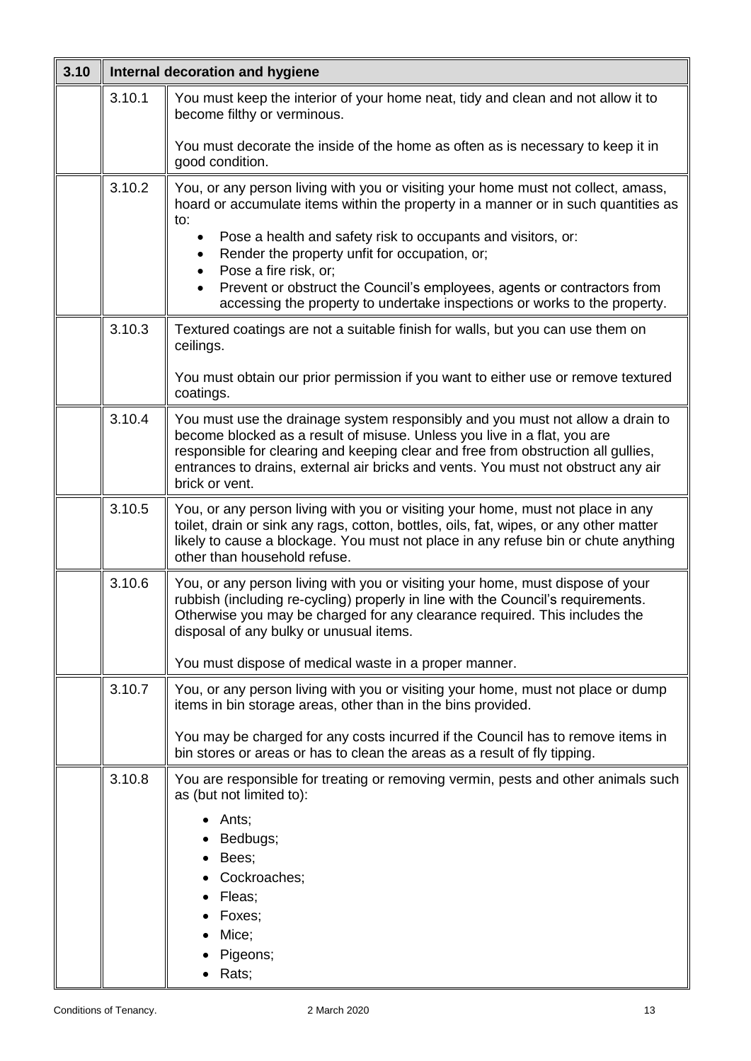| 3.10 | Internal decoration and hygiene | |
|---|---|---|
| | 3.10.1 | You must keep the interior of your home neat, tidy and clean and not allow it to become filthy or verminous.<br><br>You must decorate the inside of the home as often as is necessary to keep it in good condition. |
| | 3.10.2 | You, or any person living with you or visiting your home must not collect, amass, hoard or accumulate items within the property in a manner or in such quantities as to:<br>• Pose a health and safety risk to occupants and visitors, or:<br>• Render the property unfit for occupation, or;<br>• Pose a fire risk, or;<br>• Prevent or obstruct the Council's employees, agents or contractors from accessing the property to undertake inspections or works to the property. |
| | 3.10.3 | Textured coatings are not a suitable finish for walls, but you can use them on ceilings.<br><br>You must obtain our prior permission if you want to either use or remove textured coatings. |
| | 3.10.4 | You must use the drainage system responsibly and you must not allow a drain to become blocked as a result of misuse. Unless you live in a flat, you are responsible for clearing and keeping clear and free from obstruction all gullies, entrances to drains, external air bricks and vents. You must not obstruct any air brick or vent. |
| | 3.10.5 | You, or any person living with you or visiting your home, must not place in any toilet, drain or sink any rags, cotton, bottles, oils, fat, wipes, or any other matter likely to cause a blockage. You must not place in any refuse bin or chute anything other than household refuse. |
| | 3.10.6 | You, or any person living with you or visiting your home, must dispose of your rubbish (including re-cycling) properly in line with the Council's requirements. Otherwise you may be charged for any clearance required. This includes the disposal of any bulky or unusual items.<br><br>You must dispose of medical waste in a proper manner. |
| | 3.10.7 | You, or any person living with you or visiting your home, must not place or dump items in bin storage areas, other than in the bins provided.<br><br>You may be charged for any costs incurred if the Council has to remove items in bin stores or areas or has to clean the areas as a result of fly tipping. |
| | 3.10.8 | You are responsible for treating or removing vermin, pests and other animals such as (but not limited to):<br>• Ants;<br>• Bedbugs;<br>• Bees;<br>• Cockroaches;<br>• Fleas;<br>• Foxes;<br>• Mice;<br>• Pigeons;<br>• Rats; |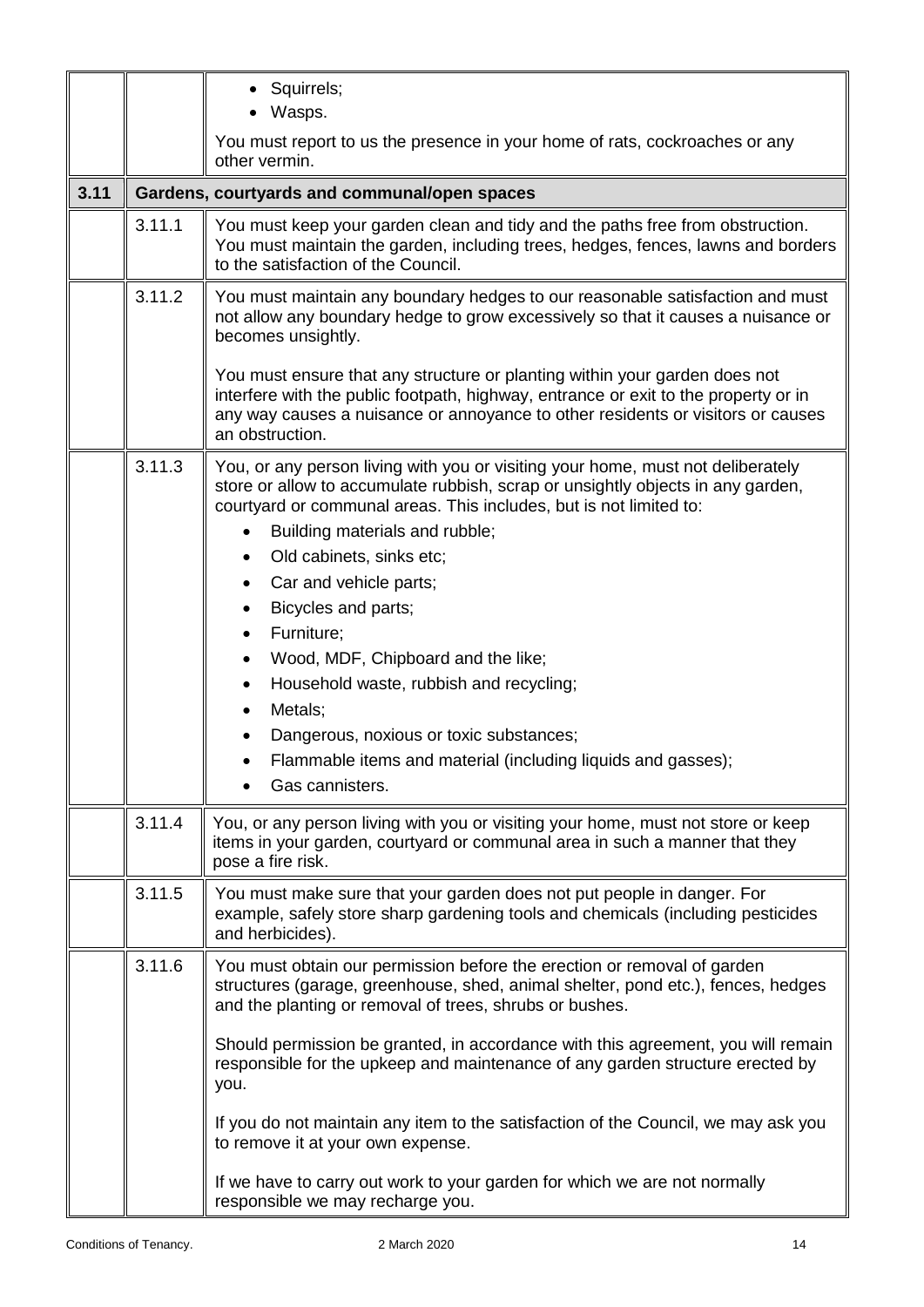| | | |
|---|---|---|
| | | • Squirrels;<br>• Wasps.<br><br>You must report to us the presence in your home of rats, cockroaches or any other vermin. |
| **3.11** | **Gardens, courtyards and communal/open spaces** | |
| | 3.11.1 | You must keep your garden clean and tidy and the paths free from obstruction. You must maintain the garden, including trees, hedges, fences, lawns and borders to the satisfaction of the Council. |
| | 3.11.2 | You must maintain any boundary hedges to our reasonable satisfaction and must not allow any boundary hedge to grow excessively so that it causes a nuisance or becomes unsightly.<br><br>You must ensure that any structure or planting within your garden does not interfere with the public footpath, highway, entrance or exit to the property or in any way causes a nuisance or annoyance to other residents or visitors or causes an obstruction. |
| | 3.11.3 | You, or any person living with you or visiting your home, must not deliberately store or allow to accumulate rubbish, scrap or unsightly objects in any garden, courtyard or communal areas. This includes, but is not limited to:<br>• Building materials and rubble;<br>• Old cabinets, sinks etc;<br>• Car and vehicle parts;<br>• Bicycles and parts;<br>• Furniture;<br>• Wood, MDF, Chipboard and the like;<br>• Household waste, rubbish and recycling;<br>• Metals;<br>• Dangerous, noxious or toxic substances;<br>• Flammable items and material (including liquids and gasses);<br>• Gas cannisters. |
| | 3.11.4 | You, or any person living with you or visiting your home, must not store or keep items in your garden, courtyard or communal area in such a manner that they pose a fire risk. |
| | 3.11.5 | You must make sure that your garden does not put people in danger. For example, safely store sharp gardening tools and chemicals (including pesticides and herbicides). |
| | 3.11.6 | You must obtain our permission before the erection or removal of garden structures (garage, greenhouse, shed, animal shelter, pond etc.), fences, hedges and the planting or removal of trees, shrubs or bushes.<br><br>Should permission be granted, in accordance with this agreement, you will remain responsible for the upkeep and maintenance of any garden structure erected by you.<br><br>If you do not maintain any item to the satisfaction of the Council, we may ask you to remove it at your own expense.<br><br>If we have to carry out work to your garden for which we are not normally responsible we may recharge you. |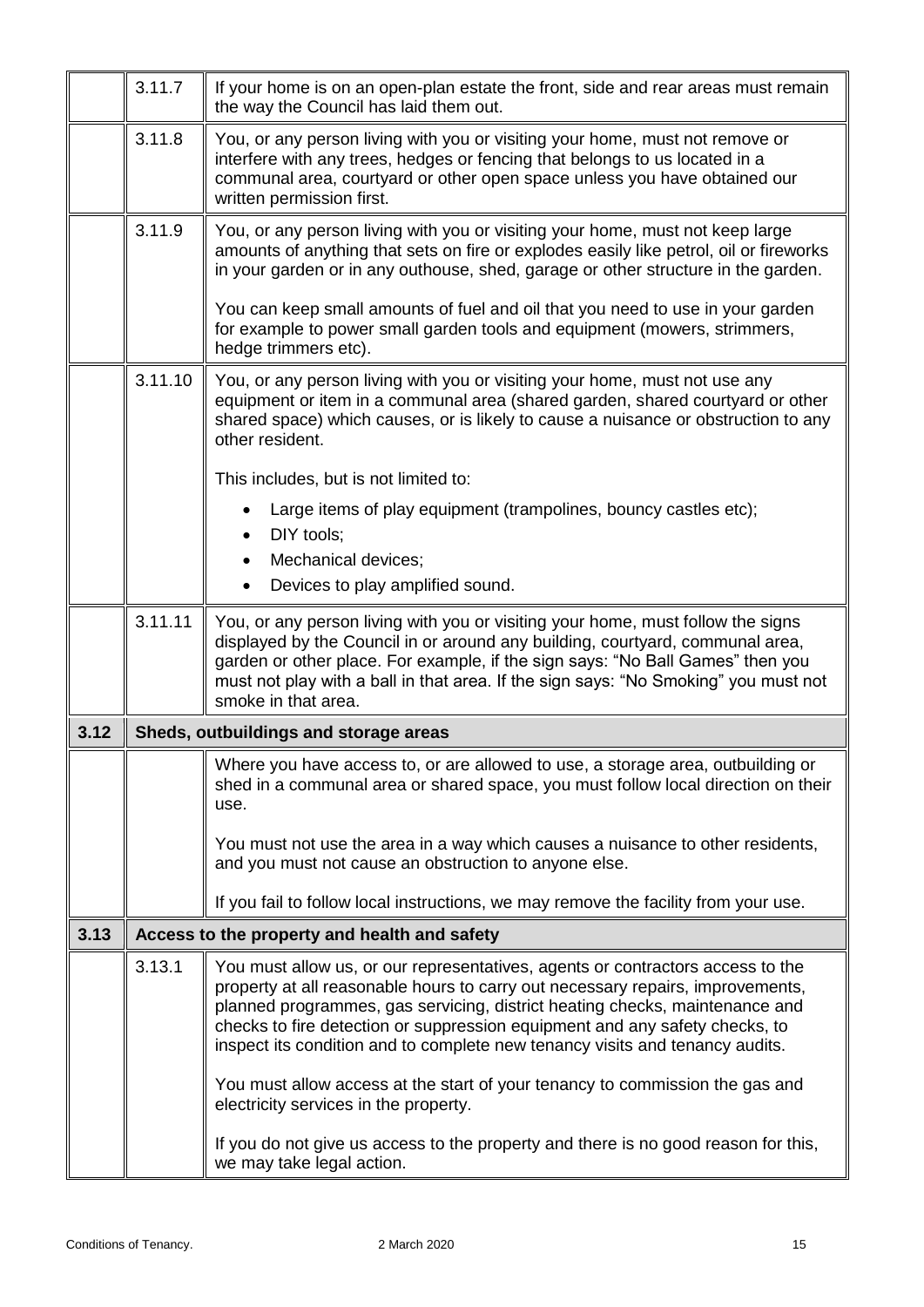| | | |
|---|---|---|
| | 3.11.7 | If your home is on an open-plan estate the front, side and rear areas must remain the way the Council has laid them out. |
| | 3.11.8 | You, or any person living with you or visiting your home, must not remove or interfere with any trees, hedges or fencing that belongs to us located in a communal area, courtyard or other open space unless you have obtained our written permission first. |
| | 3.11.9 | You, or any person living with you or visiting your home, must not keep large amounts of anything that sets on fire or explodes easily like petrol, oil or fireworks in your garden or in any outhouse, shed, garage or other structure in the garden.<br><br>You can keep small amounts of fuel and oil that you need to use in your garden for example to power small garden tools and equipment (mowers, strimmers, hedge trimmers etc). |
| | 3.11.10 | You, or any person living with you or visiting your home, must not use any equipment or item in a communal area (shared garden, shared courtyard or other shared space) which causes, or is likely to cause a nuisance or obstruction to any other resident.<br><br>This includes, but is not limited to:<br><br>• Large items of play equipment (trampolines, bouncy castles etc);<br>• DIY tools;<br>• Mechanical devices;<br>• Devices to play amplified sound. |
| | 3.11.11 | You, or any person living with you or visiting your home, must follow the signs displayed by the Council in or around any building, courtyard, communal area, garden or other place. For example, if the sign says: "No Ball Games" then you must not play with a ball in that area. If the sign says: "No Smoking" you must not smoke in that area. |
| **3.12** | **Sheds, outbuildings and storage areas** | |
| | | Where you have access to, or are allowed to use, a storage area, outbuilding or shed in a communal area or shared space, you must follow local direction on their use.<br><br>You must not use the area in a way which causes a nuisance to other residents, and you must not cause an obstruction to anyone else.<br><br>If you fail to follow local instructions, we may remove the facility from your use. |
| **3.13** | **Access to the property and health and safety** | |
| | 3.13.1 | You must allow us, or our representatives, agents or contractors access to the property at all reasonable hours to carry out necessary repairs, improvements, planned programmes, gas servicing, district heating checks, maintenance and checks to fire detection or suppression equipment and any safety checks, to inspect its condition and to complete new tenancy visits and tenancy audits.<br><br>You must allow access at the start of your tenancy to commission the gas and electricity services in the property.<br><br>If you do not give us access to the property and there is no good reason for this, we may take legal action. |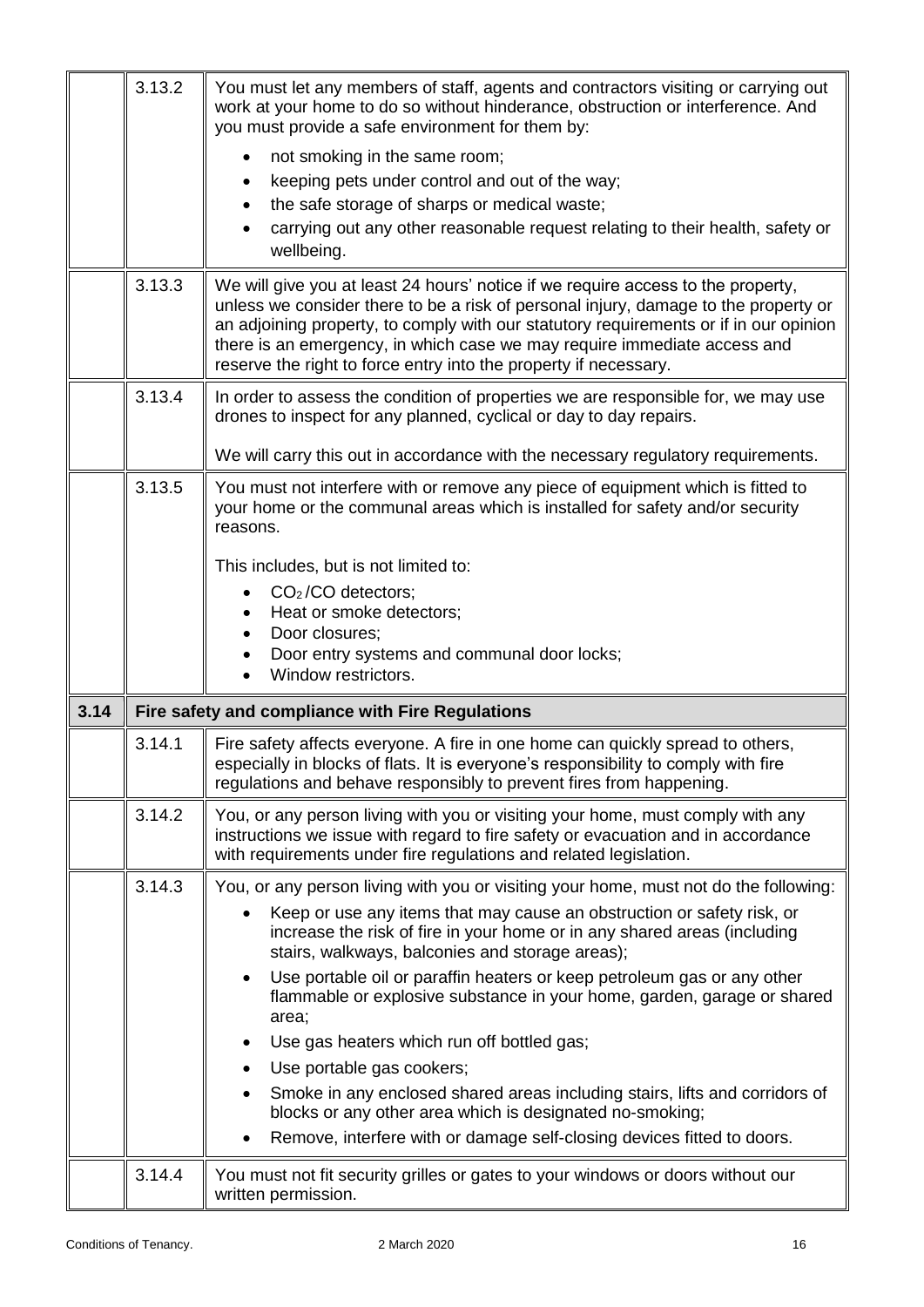| | | |
|---|---|---|
| | 3.13.2 | You must let any members of staff, agents and contractors visiting or carrying out work at your home to do so without hinderance, obstruction or interference. And you must provide a safe environment for them by:<br>• not smoking in the same room;<br>• keeping pets under control and out of the way;<br>• the safe storage of sharps or medical waste;<br>• carrying out any other reasonable request relating to their health, safety or wellbeing. |
| | 3.13.3 | We will give you at least 24 hours' notice if we require access to the property, unless we consider there to be a risk of personal injury, damage to the property or an adjoining property, to comply with our statutory requirements or if in our opinion there is an emergency, in which case we may require immediate access and reserve the right to force entry into the property if necessary. |
| | 3.13.4 | In order to assess the condition of properties we are responsible for, we may use drones to inspect for any planned, cyclical or day to day repairs.<br><br>We will carry this out in accordance with the necessary regulatory requirements. |
| | 3.13.5 | You must not interfere with or remove any piece of equipment which is fitted to your home or the communal areas which is installed for safety and/or security reasons.<br><br>This includes, but is not limited to:<br>• $CO_2$/CO detectors;<br>• Heat or smoke detectors;<br>• Door closures;<br>• Door entry systems and communal door locks;<br>• Window restrictors. |
| **3.14** | **Fire safety and compliance with Fire Regulations** | |
| | 3.14.1 | Fire safety affects everyone. A fire in one home can quickly spread to others, especially in blocks of flats. It is everyone's responsibility to comply with fire regulations and behave responsibly to prevent fires from happening. |
| | 3.14.2 | You, or any person living with you or visiting your home, must comply with any instructions we issue with regard to fire safety or evacuation and in accordance with requirements under fire regulations and related legislation. |
| | 3.14.3 | You, or any person living with you or visiting your home, must not do the following:<br>• Keep or use any items that may cause an obstruction or safety risk, or increase the risk of fire in your home or in any shared areas (including stairs, walkways, balconies and storage areas);<br>• Use portable oil or paraffin heaters or keep petroleum gas or any other flammable or explosive substance in your home, garden, garage or shared area;<br>• Use gas heaters which run off bottled gas;<br>• Use portable gas cookers;<br>• Smoke in any enclosed shared areas including stairs, lifts and corridors of blocks or any other area which is designated no-smoking;<br>• Remove, interfere with or damage self-closing devices fitted to doors. |
| | 3.14.4 | You must not fit security grilles or gates to your windows or doors without our written permission. |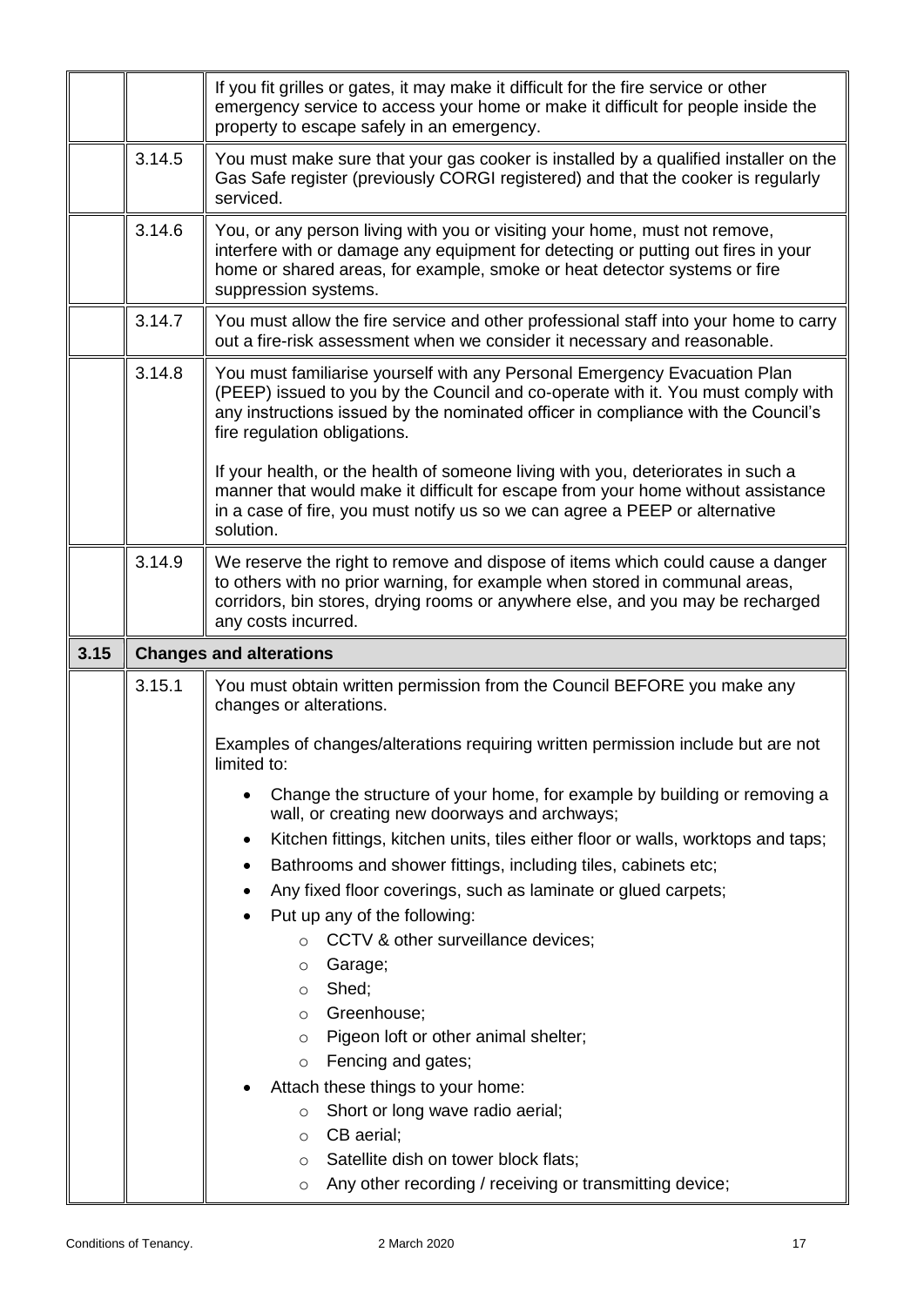| | | |
|---|---|---|
| | | If you fit grilles or gates, it may make it difficult for the fire service or other emergency service to access your home or make it difficult for people inside the property to escape safely in an emergency. |
| | 3.14.5 | You must make sure that your gas cooker is installed by a qualified installer on the Gas Safe register (previously CORGI registered) and that the cooker is regularly serviced. |
| | 3.14.6 | You, or any person living with you or visiting your home, must not remove, interfere with or damage any equipment for detecting or putting out fires in your home or shared areas, for example, smoke or heat detector systems or fire suppression systems. |
| | 3.14.7 | You must allow the fire service and other professional staff into your home to carry out a fire-risk assessment when we consider it necessary and reasonable. |
| | 3.14.8 | You must familiarise yourself with any Personal Emergency Evacuation Plan (PEEP) issued to you by the Council and co-operate with it. You must comply with any instructions issued by the nominated officer in compliance with the Council's fire regulation obligations.<br><br>If your health, or the health of someone living with you, deteriorates in such a manner that would make it difficult for escape from your home without assistance in a case of fire, you must notify us so we can agree a PEEP or alternative solution. |
| | 3.14.9 | We reserve the right to remove and dispose of items which could cause a danger to others with no prior warning, for example when stored in communal areas, corridors, bin stores, drying rooms or anywhere else, and you may be recharged any costs incurred. |
| **3.15** | **Changes and alterations** | |
| | 3.15.1 | You must obtain written permission from the Council BEFORE you make any changes or alterations.<br><br>Examples of changes/alterations requiring written permission include but are not limited to:<br><br>• Change the structure of your home, for example by building or removing a wall, or creating new doorways and archways;<br>• Kitchen fittings, kitchen units, tiles either floor or walls, worktops and taps;<br>• Bathrooms and shower fittings, including tiles, cabinets etc;<br>• Any fixed floor coverings, such as laminate or glued carpets;<br>• Put up any of the following:<br>&nbsp;&nbsp;&nbsp;&nbsp;○ CCTV & other surveillance devices;<br>&nbsp;&nbsp;&nbsp;&nbsp;○ Garage;<br>&nbsp;&nbsp;&nbsp;&nbsp;○ Shed;<br>&nbsp;&nbsp;&nbsp;&nbsp;○ Greenhouse;<br>&nbsp;&nbsp;&nbsp;&nbsp;○ Pigeon loft or other animal shelter;<br>&nbsp;&nbsp;&nbsp;&nbsp;○ Fencing and gates;<br>• Attach these things to your home:<br>&nbsp;&nbsp;&nbsp;&nbsp;○ Short or long wave radio aerial;<br>&nbsp;&nbsp;&nbsp;&nbsp;○ CB aerial;<br>&nbsp;&nbsp;&nbsp;&nbsp;○ Satellite dish on tower block flats;<br>&nbsp;&nbsp;&nbsp;&nbsp;○ Any other recording / receiving or transmitting device; |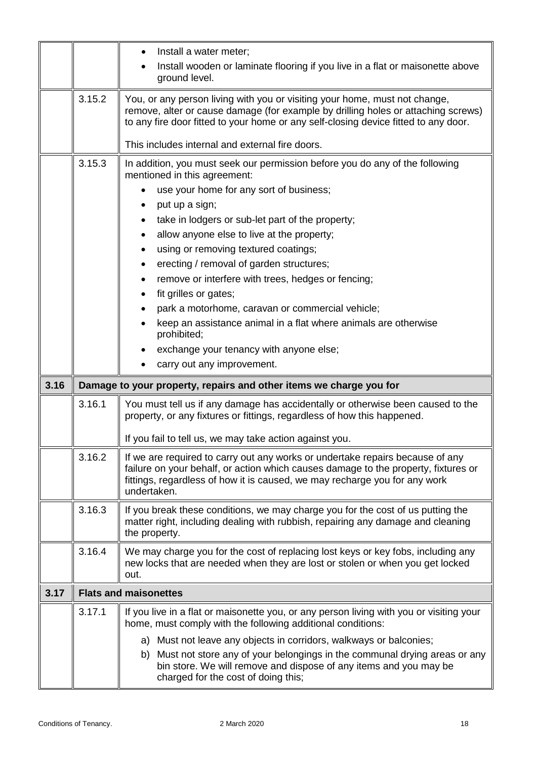| | | |
|---|---|---|
| | | • Install a water meter;<br>• Install wooden or laminate flooring if you live in a flat or maisonette above ground level. |
| | 3.15.2 | You, or any person living with you or visiting your home, must not change, remove, alter or cause damage (for example by drilling holes or attaching screws) to any fire door fitted to your home or any self-closing device fitted to any door.<br><br>This includes internal and external fire doors. |
| | 3.15.3 | In addition, you must seek our permission before you do any of the following mentioned in this agreement:<br>• use your home for any sort of business;<br>• put up a sign;<br>• take in lodgers or sub-let part of the property;<br>• allow anyone else to live at the property;<br>• using or removing textured coatings;<br>• erecting / removal of garden structures;<br>• remove or interfere with trees, hedges or fencing;<br>• fit grilles or gates;<br>• park a motorhome, caravan or commercial vehicle;<br>• keep an assistance animal in a flat where animals are otherwise prohibited;<br>• exchange your tenancy with anyone else;<br>• carry out any improvement. |
| **3.16** | **Damage to your property, repairs and other items we charge you for** | |
| | 3.16.1 | You must tell us if any damage has accidentally or otherwise been caused to the property, or any fixtures or fittings, regardless of how this happened.<br><br>If you fail to tell us, we may take action against you. |
| | 3.16.2 | If we are required to carry out any works or undertake repairs because of any failure on your behalf, or action which causes damage to the property, fixtures or fittings, regardless of how it is caused, we may recharge you for any work undertaken. |
| | 3.16.3 | If you break these conditions, we may charge you for the cost of us putting the matter right, including dealing with rubbish, repairing any damage and cleaning the property. |
| | 3.16.4 | We may charge you for the cost of replacing lost keys or key fobs, including any new locks that are needed when they are lost or stolen or when you get locked out. |
| **3.17** | **Flats and maisonettes** | |
| | 3.17.1 | If you live in a flat or maisonette you, or any person living with you or visiting your home, must comply with the following additional conditions:<br>a) Must not leave any objects in corridors, walkways or balconies;<br>b) Must not store any of your belongings in the communal drying areas or any bin store. We will remove and dispose of any items and you may be charged for the cost of doing this; |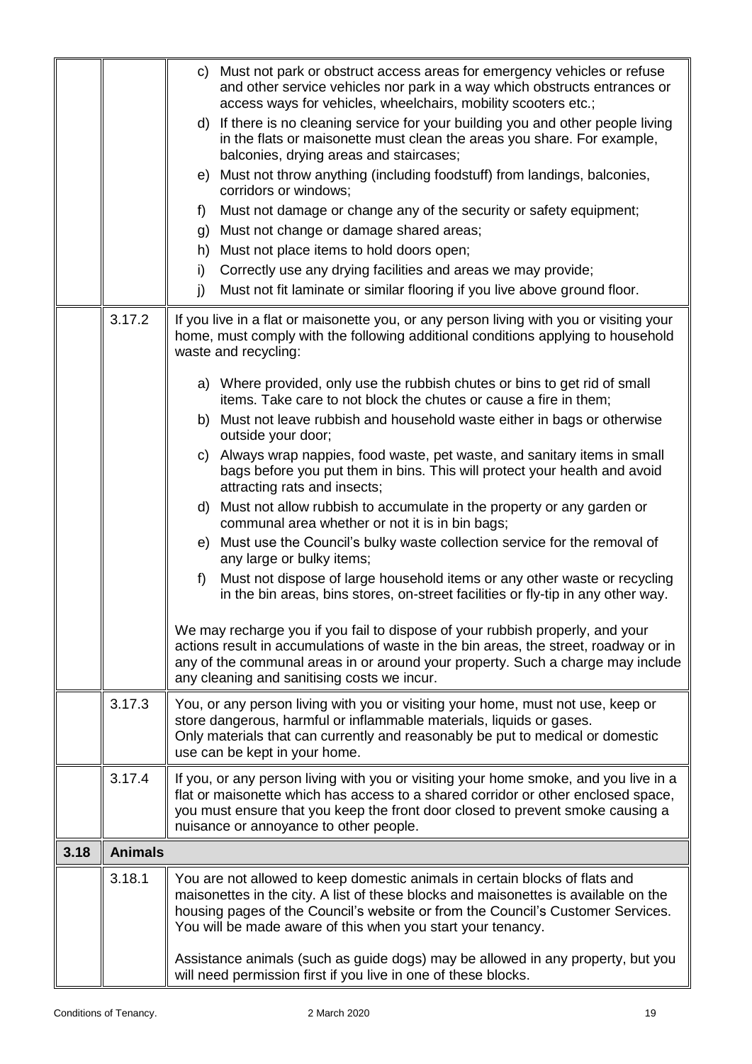|  |  |  |
|---|---|---|
|  |  | c) Must not park or obstruct access areas for emergency vehicles or refuse and other service vehicles nor park in a way which obstructs entrances or access ways for vehicles, wheelchairs, mobility scooters etc.;<br>d) If there is no cleaning service for your building you and other people living in the flats or maisonette must clean the areas you share. For example, balconies, drying areas and staircases;<br>e) Must not throw anything (including foodstuff) from landings, balconies, corridors or windows;<br>f) Must not damage or change any of the security or safety equipment;<br>g) Must not change or damage shared areas;<br>h) Must not place items to hold doors open;<br>i) Correctly use any drying facilities and areas we may provide;<br>j) Must not fit laminate or similar flooring if you live above ground floor. |
|  | 3.17.2 | If you live in a flat or maisonette you, or any person living with you or visiting your home, must comply with the following additional conditions applying to household waste and recycling:<br><br>a) Where provided, only use the rubbish chutes or bins to get rid of small items. Take care to not block the chutes or cause a fire in them;<br>b) Must not leave rubbish and household waste either in bags or otherwise outside your door;<br>c) Always wrap nappies, food waste, pet waste, and sanitary items in small bags before you put them in bins. This will protect your health and avoid attracting rats and insects;<br>d) Must not allow rubbish to accumulate in the property or any garden or communal area whether or not it is in bin bags;<br>e) Must use the Council's bulky waste collection service for the removal of any large or bulky items;<br>f) Must not dispose of large household items or any other waste or recycling in the bin areas, bins stores, on-street facilities or fly-tip in any other way.<br><br>We may recharge you if you fail to dispose of your rubbish properly, and your actions result in accumulations of waste in the bin areas, the street, roadway or in any of the communal areas in or around your property. Such a charge may include any cleaning and sanitising costs we incur. |
|  | 3.17.3 | You, or any person living with you or visiting your home, must not use, keep or store dangerous, harmful or inflammable materials, liquids or gases.<br>Only materials that can currently and reasonably be put to medical or domestic use can be kept in your home. |
|  | 3.17.4 | If you, or any person living with you or visiting your home smoke, and you live in a flat or maisonette which has access to a shared corridor or other enclosed space, you must ensure that you keep the front door closed to prevent smoke causing a nuisance or annoyance to other people. |
| **3.18** | **Animals** |  |
|  | 3.18.1 | You are not allowed to keep domestic animals in certain blocks of flats and maisonettes in the city. A list of these blocks and maisonettes is available on the housing pages of the Council's website or from the Council's Customer Services. You will be made aware of this when you start your tenancy.<br><br>Assistance animals (such as guide dogs) may be allowed in any property, but you will need permission first if you live in one of these blocks. |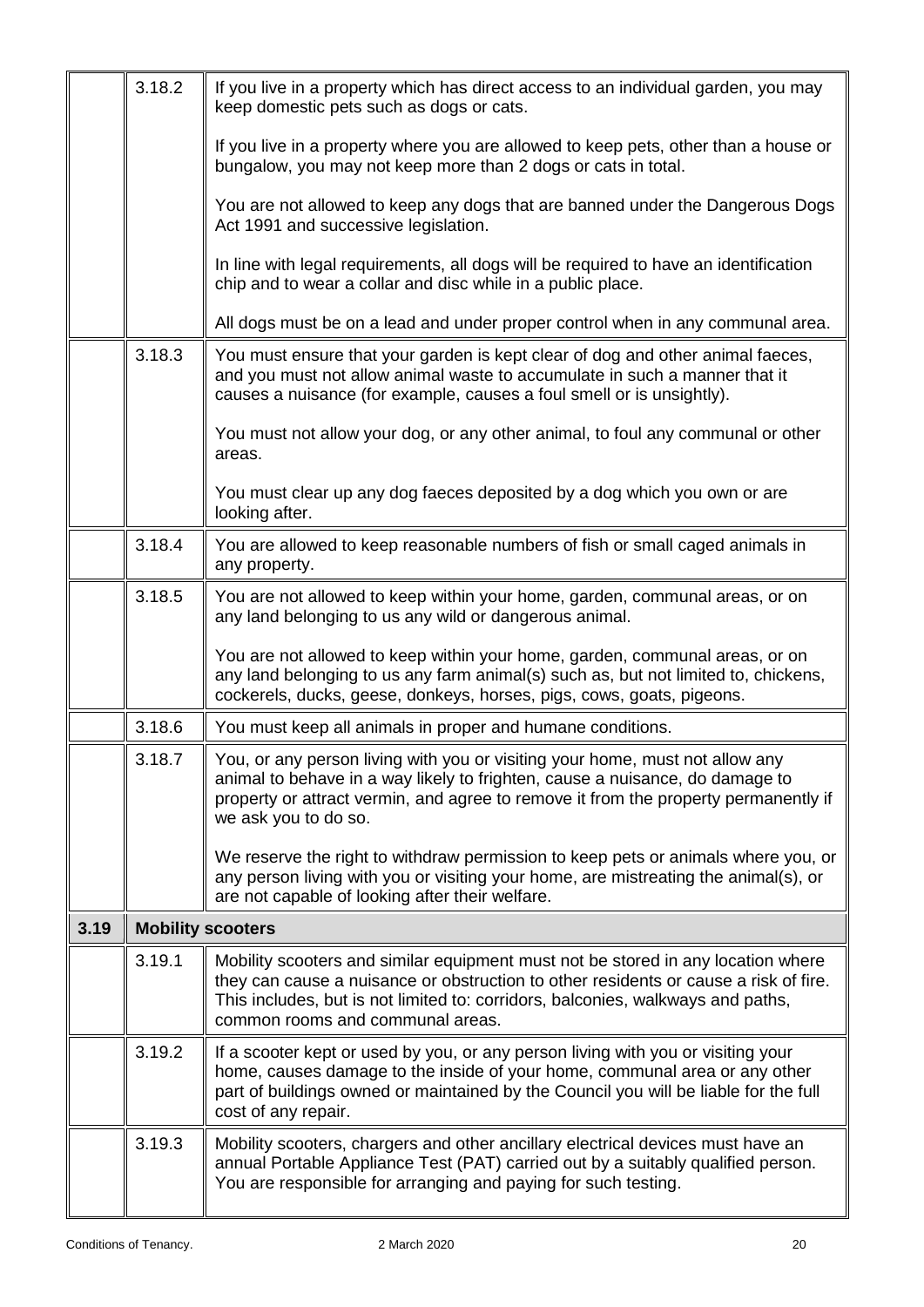| | | |
|---|---|---|
| | 3.18.2 | If you live in a property which has direct access to an individual garden, you may keep domestic pets such as dogs or cats.<br><br>If you live in a property where you are allowed to keep pets, other than a house or bungalow, you may not keep more than 2 dogs or cats in total.<br><br>You are not allowed to keep any dogs that are banned under the Dangerous Dogs Act 1991 and successive legislation.<br><br>In line with legal requirements, all dogs will be required to have an identification chip and to wear a collar and disc while in a public place.<br><br>All dogs must be on a lead and under proper control when in any communal area. |
| | 3.18.3 | You must ensure that your garden is kept clear of dog and other animal faeces, and you must not allow animal waste to accumulate in such a manner that it causes a nuisance (for example, causes a foul smell or is unsightly).<br><br>You must not allow your dog, or any other animal, to foul any communal or other areas.<br><br>You must clear up any dog faeces deposited by a dog which you own or are looking after. |
| | 3.18.4 | You are allowed to keep reasonable numbers of fish or small caged animals in any property. |
| | 3.18.5 | You are not allowed to keep within your home, garden, communal areas, or on any land belonging to us any wild or dangerous animal.<br><br>You are not allowed to keep within your home, garden, communal areas, or on any land belonging to us any farm animal(s) such as, but not limited to, chickens, cockerels, ducks, geese, donkeys, horses, pigs, cows, goats, pigeons. |
| | 3.18.6 | You must keep all animals in proper and humane conditions. |
| | 3.18.7 | You, or any person living with you or visiting your home, must not allow any animal to behave in a way likely to frighten, cause a nuisance, do damage to property or attract vermin, and agree to remove it from the property permanently if we ask you to do so.<br><br>We reserve the right to withdraw permission to keep pets or animals where you, or any person living with you or visiting your home, are mistreating the animal(s), or are not capable of looking after their welfare. |
| **3.19** | **Mobility scooters** | |
| | 3.19.1 | Mobility scooters and similar equipment must not be stored in any location where they can cause a nuisance or obstruction to other residents or cause a risk of fire. This includes, but is not limited to: corridors, balconies, walkways and paths, common rooms and communal areas. |
| | 3.19.2 | If a scooter kept or used by you, or any person living with you or visiting your home, causes damage to the inside of your home, communal area or any other part of buildings owned or maintained by the Council you will be liable for the full cost of any repair. |
| | 3.19.3 | Mobility scooters, chargers and other ancillary electrical devices must have an annual Portable Appliance Test (PAT) carried out by a suitably qualified person. You are responsible for arranging and paying for such testing. |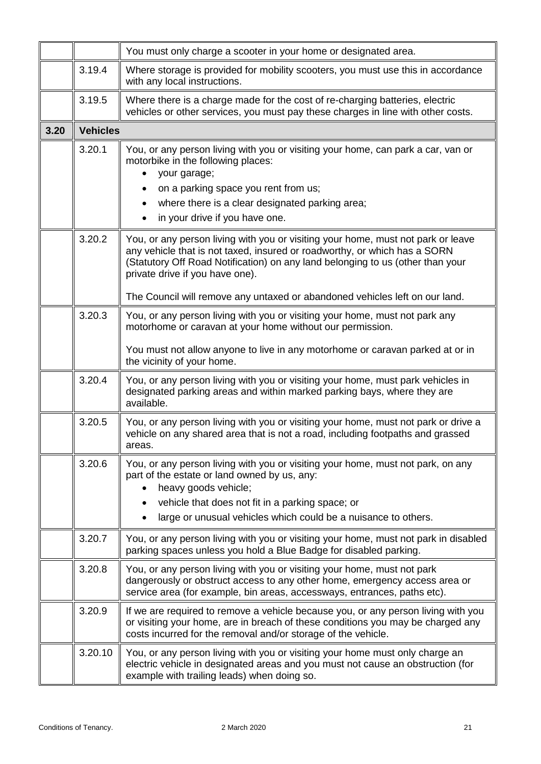| | | |
|---|---|---|
| | | You must only charge a scooter in your home or designated area. |
| | 3.19.4 | Where storage is provided for mobility scooters, you must use this in accordance with any local instructions. |
| | 3.19.5 | Where there is a charge made for the cost of re-charging batteries, electric vehicles or other services, you must pay these charges in line with other costs. |
| **3.20** | **Vehicles** | |
| | 3.20.1 | You, or any person living with you or visiting your home, can park a car, van or motorbike in the following places:<br>• your garage;<br>• on a parking space you rent from us;<br>• where there is a clear designated parking area;<br>• in your drive if you have one. |
| | 3.20.2 | You, or any person living with you or visiting your home, must not park or leave any vehicle that is not taxed, insured or roadworthy, or which has a SORN (Statutory Off Road Notification) on any land belonging to us (other than your private drive if you have one).<br><br>The Council will remove any untaxed or abandoned vehicles left on our land. |
| | 3.20.3 | You, or any person living with you or visiting your home, must not park any motorhome or caravan at your home without our permission.<br><br>You must not allow anyone to live in any motorhome or caravan parked at or in the vicinity of your home. |
| | 3.20.4 | You, or any person living with you or visiting your home, must park vehicles in designated parking areas and within marked parking bays, where they are available. |
| | 3.20.5 | You, or any person living with you or visiting your home, must not park or drive a vehicle on any shared area that is not a road, including footpaths and grassed areas. |
| | 3.20.6 | You, or any person living with you or visiting your home, must not park, on any part of the estate or land owned by us, any:<br>• heavy goods vehicle;<br>• vehicle that does not fit in a parking space; or<br>• large or unusual vehicles which could be a nuisance to others. |
| | 3.20.7 | You, or any person living with you or visiting your home, must not park in disabled parking spaces unless you hold a Blue Badge for disabled parking. |
| | 3.20.8 | You, or any person living with you or visiting your home, must not park dangerously or obstruct access to any other home, emergency access area or service area (for example, bin areas, accessways, entrances, paths etc). |
| | 3.20.9 | If we are required to remove a vehicle because you, or any person living with you or visiting your home, are in breach of these conditions you may be charged any costs incurred for the removal and/or storage of the vehicle. |
| | 3.20.10 | You, or any person living with you or visiting your home must only charge an electric vehicle in designated areas and you must not cause an obstruction (for example with trailing leads) when doing so. |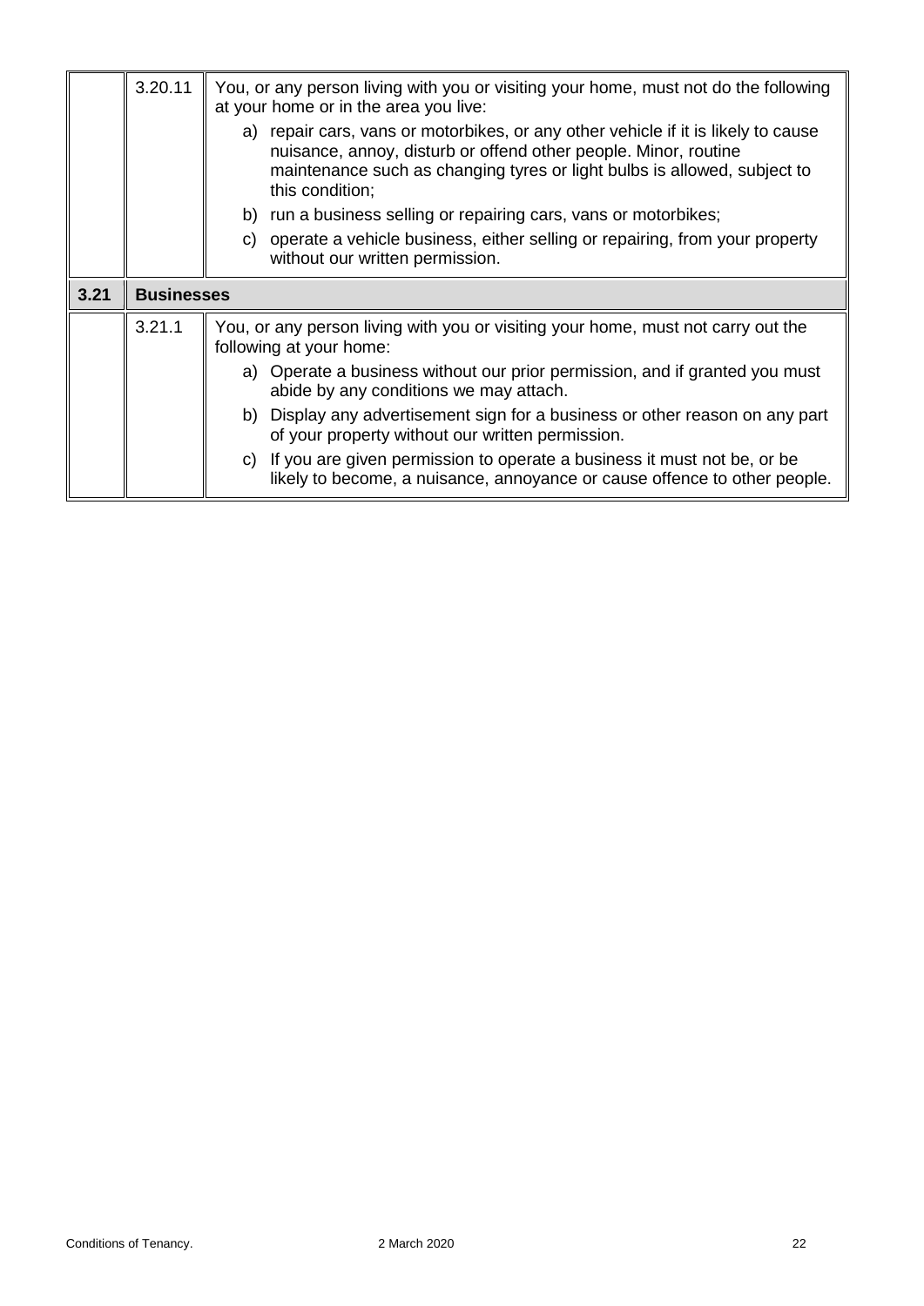| | | |
|---|---|---|
| | 3.20.11 | You, or any person living with you or visiting your home, must not do the following at your home or in the area you live:<br>a) repair cars, vans or motorbikes, or any other vehicle if it is likely to cause nuisance, annoy, disturb or offend other people. Minor, routine maintenance such as changing tyres or light bulbs is allowed, subject to this condition;<br>b) run a business selling or repairing cars, vans or motorbikes;<br>c) operate a vehicle business, either selling or repairing, from your property without our written permission. |
| **3.21** | **Businesses** | |
| | 3.21.1 | You, or any person living with you or visiting your home, must not carry out the following at your home:<br>a) Operate a business without our prior permission, and if granted you must abide by any conditions we may attach.<br>b) Display any advertisement sign for a business or other reason on any part of your property without our written permission.<br>c) If you are given permission to operate a business it must not be, or be likely to become, a nuisance, annoyance or cause offence to other people. |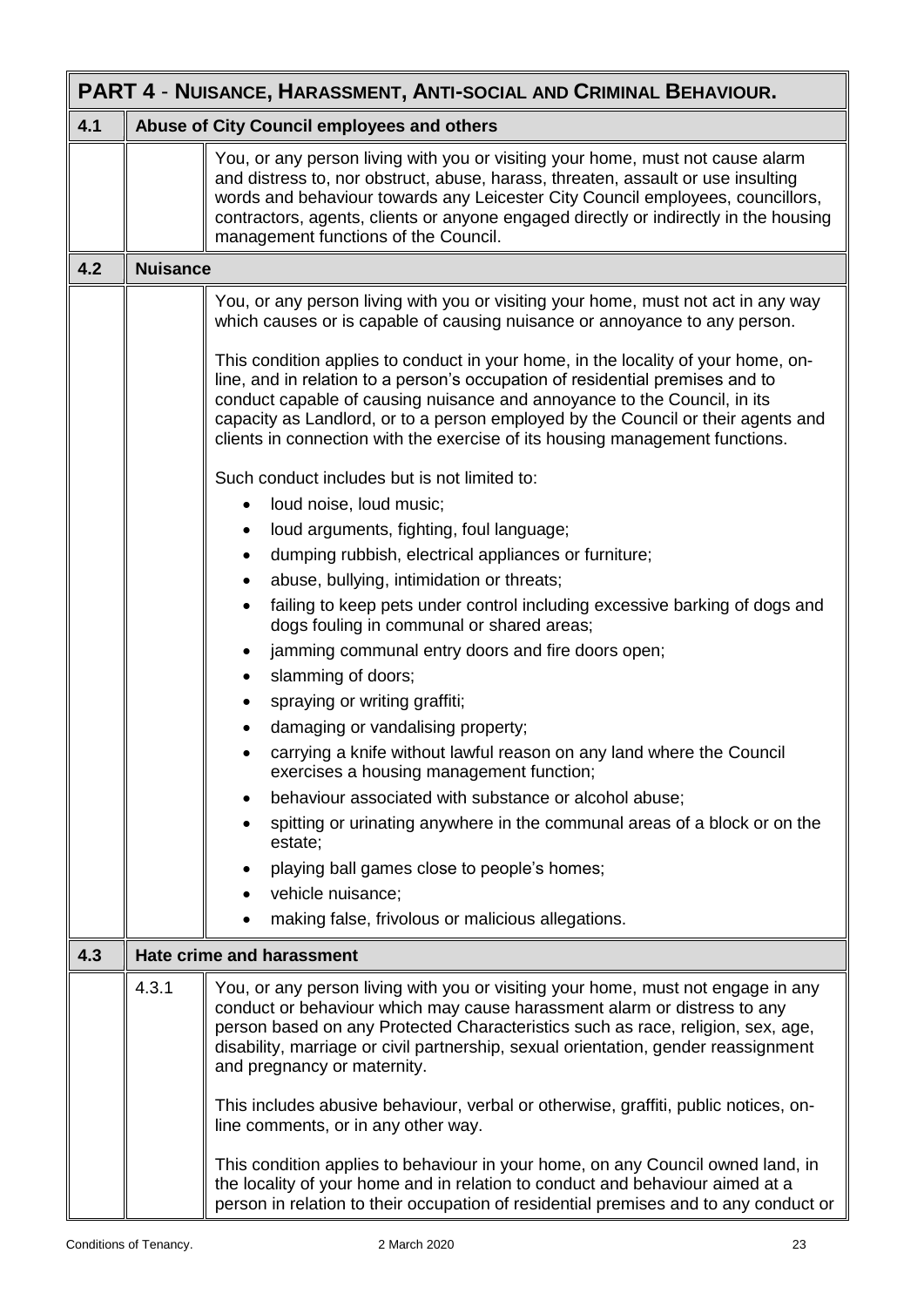## PART 4 - NUISANCE, HARASSMENT, ANTI-SOCIAL AND CRIMINAL BEHAVIOUR.

### 4.1 Abuse of City Council employees and others

You, or any person living with you or visiting your home, must not cause alarm and distress to, nor obstruct, abuse, harass, threaten, assault or use insulting words and behaviour towards any Leicester City Council employees, councillors, contractors, agents, clients or anyone engaged directly or indirectly in the housing management functions of the Council.

### 4.2 Nuisance

You, or any person living with you or visiting your home, must not act in any way which causes or is capable of causing nuisance or annoyance to any person.

This condition applies to conduct in your home, in the locality of your home, on-line, and in relation to a person's occupation of residential premises and to conduct capable of causing nuisance and annoyance to the Council, in its capacity as Landlord, or to a person employed by the Council or their agents and clients in connection with the exercise of its housing management functions.

Such conduct includes but is not limited to:

- loud noise, loud music;
- loud arguments, fighting, foul language;
- dumping rubbish, electrical appliances or furniture;
- abuse, bullying, intimidation or threats;
- failing to keep pets under control including excessive barking of dogs and dogs fouling in communal or shared areas;
- jamming communal entry doors and fire doors open;
- slamming of doors;
- spraying or writing graffiti;
- damaging or vandalising property;
- carrying a knife without lawful reason on any land where the Council exercises a housing management function;
- behaviour associated with substance or alcohol abuse;
- spitting or urinating anywhere in the communal areas of a block or on the estate;
- playing ball games close to people's homes;
- vehicle nuisance;
- making false, frivolous or malicious allegations.

### 4.3 Hate crime and harassment

**4.3.1** You, or any person living with you or visiting your home, must not engage in any conduct or behaviour which may cause harassment alarm or distress to any person based on any Protected Characteristics such as race, religion, sex, age, disability, marriage or civil partnership, sexual orientation, gender reassignment and pregnancy or maternity.

This includes abusive behaviour, verbal or otherwise, graffiti, public notices, on-line comments, or in any other way.

This condition applies to behaviour in your home, on any Council owned land, in the locality of your home and in relation to conduct and behaviour aimed at a person in relation to their occupation of residential premises and to any conduct or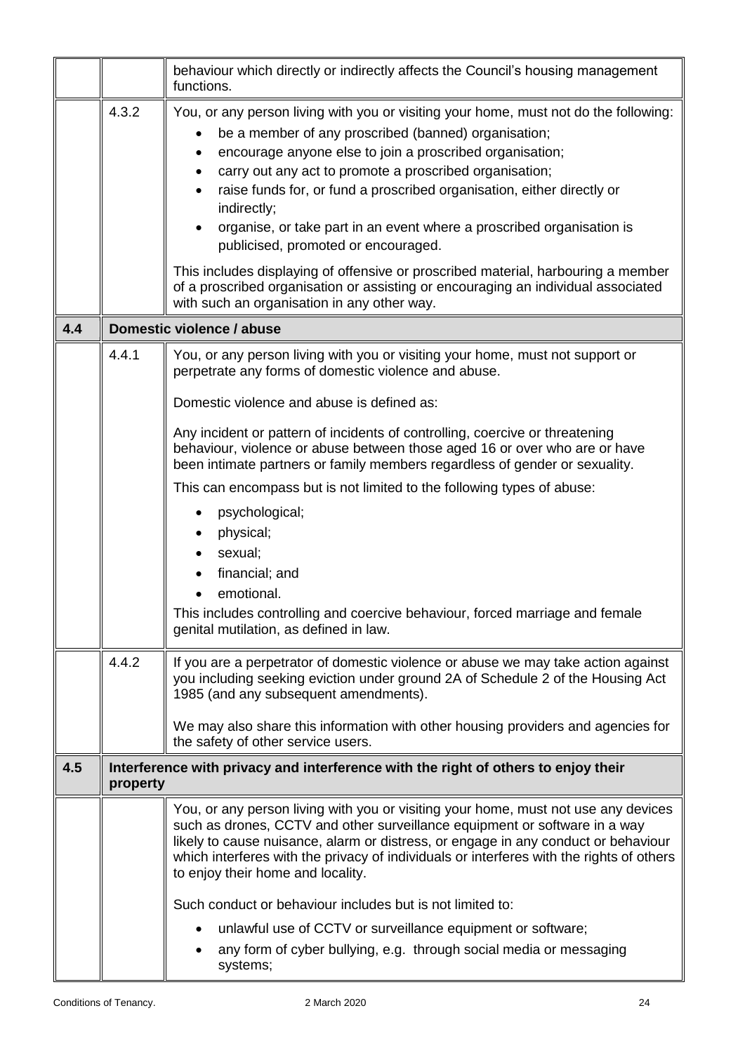| | | |
|---|---|---|
| | | behaviour which directly or indirectly affects the Council's housing management functions. |
| | 4.3.2 | You, or any person living with you or visiting your home, must not do the following:<br>• be a member of any proscribed (banned) organisation;<br>• encourage anyone else to join a proscribed organisation;<br>• carry out any act to promote a proscribed organisation;<br>• raise funds for, or fund a proscribed organisation, either directly or indirectly;<br>• organise, or take part in an event where a proscribed organisation is publicised, promoted or encouraged.<br><br>This includes displaying of offensive or proscribed material, harbouring a member of a proscribed organisation or assisting or encouraging an individual associated with such an organisation in any other way. |
| **4.4** | **Domestic violence / abuse** | |
| | 4.4.1 | You, or any person living with you or visiting your home, must not support or perpetrate any forms of domestic violence and abuse.<br><br>Domestic violence and abuse is defined as:<br><br>Any incident or pattern of incidents of controlling, coercive or threatening behaviour, violence or abuse between those aged 16 or over who are or have been intimate partners or family members regardless of gender or sexuality.<br><br>This can encompass but is not limited to the following types of abuse:<br>• psychological;<br>• physical;<br>• sexual;<br>• financial; and<br>• emotional.<br><br>This includes controlling and coercive behaviour, forced marriage and female genital mutilation, as defined in law. |
| | 4.4.2 | If you are a perpetrator of domestic violence or abuse we may take action against you including seeking eviction under ground 2A of Schedule 2 of the Housing Act 1985 (and any subsequent amendments).<br><br>We may also share this information with other housing providers and agencies for the safety of other service users. |
| **4.5** | **Interference with privacy and interference with the right of others to enjoy their property** | |
| | | You, or any person living with you or visiting your home, must not use any devices such as drones, CCTV and other surveillance equipment or software in a way likely to cause nuisance, alarm or distress, or engage in any conduct or behaviour which interferes with the privacy of individuals or interferes with the rights of others to enjoy their home and locality.<br><br>Such conduct or behaviour includes but is not limited to:<br>• unlawful use of CCTV or surveillance equipment or software;<br>• any form of cyber bullying, e.g. through social media or messaging systems; |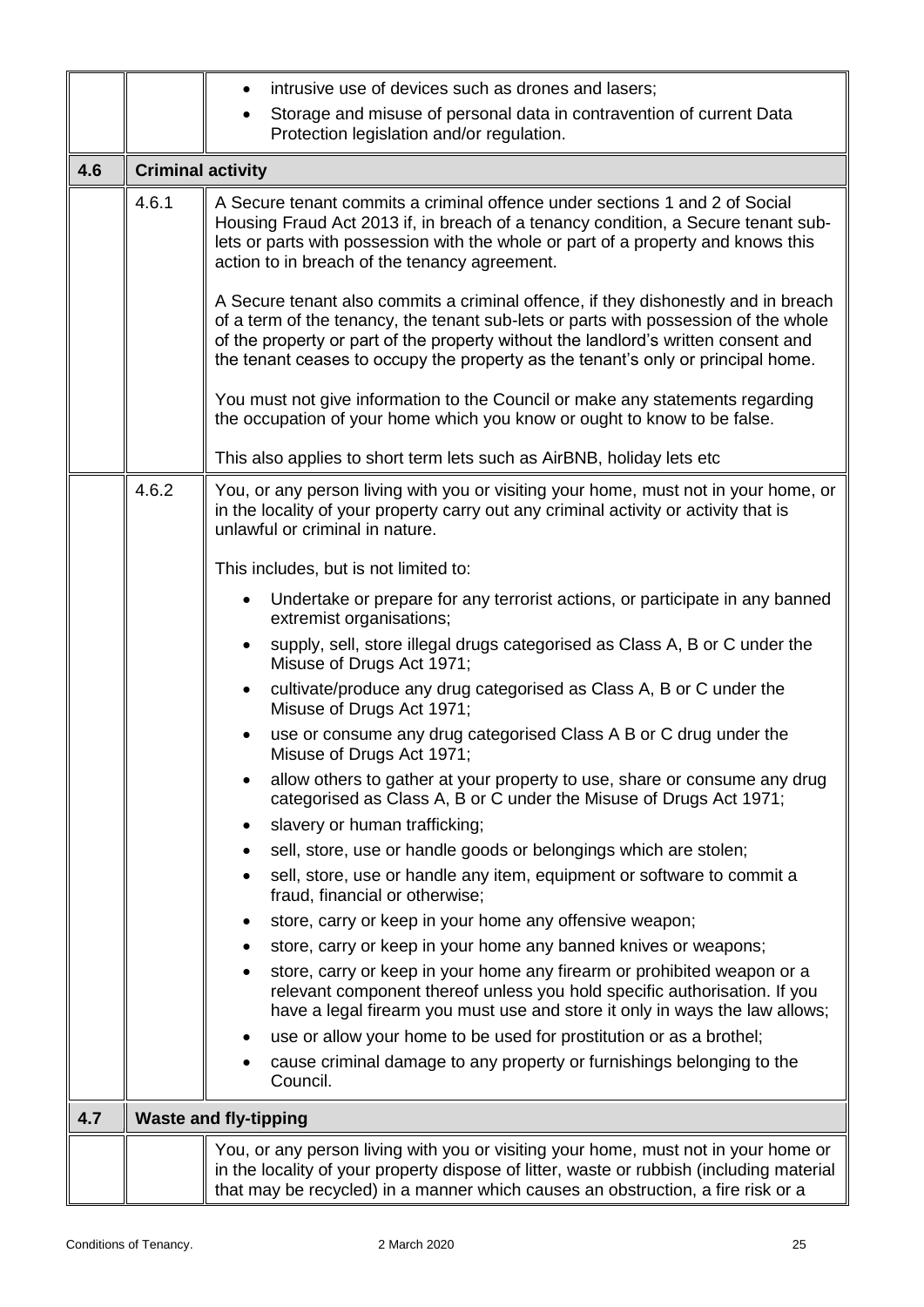|  |  |  |
|---|---|---|
|  |  | • intrusive use of devices such as drones and lasers;<br>• Storage and misuse of personal data in contravention of current Data Protection legislation and/or regulation. |
| **4.6** | **Criminal activity** |  |
|  | 4.6.1 | A Secure tenant commits a criminal offence under sections 1 and 2 of Social Housing Fraud Act 2013 if, in breach of a tenancy condition, a Secure tenant sub-lets or parts with possession with the whole or part of a property and knows this action to in breach of the tenancy agreement.<br><br>A Secure tenant also commits a criminal offence, if they dishonestly and in breach of a term of the tenancy, the tenant sub-lets or parts with possession of the whole of the property or part of the property without the landlord's written consent and the tenant ceases to occupy the property as the tenant's only or principal home.<br><br>You must not give information to the Council or make any statements regarding the occupation of your home which you know or ought to know to be false.<br><br>This also applies to short term lets such as AirBNB, holiday lets etc |
|  | 4.6.2 | You, or any person living with you or visiting your home, must not in your home, or in the locality of your property carry out any criminal activity or activity that is unlawful or criminal in nature.<br><br>This includes, but is not limited to:<br><br>• Undertake or prepare for any terrorist actions, or participate in any banned extremist organisations;<br>• supply, sell, store illegal drugs categorised as Class A, B or C under the Misuse of Drugs Act 1971;<br>• cultivate/produce any drug categorised as Class A, B or C under the Misuse of Drugs Act 1971;<br>• use or consume any drug categorised Class A B or C drug under the Misuse of Drugs Act 1971;<br>• allow others to gather at your property to use, share or consume any drug categorised as Class A, B or C under the Misuse of Drugs Act 1971;<br>• slavery or human trafficking;<br>• sell, store, use or handle goods or belongings which are stolen;<br>• sell, store, use or handle any item, equipment or software to commit a fraud, financial or otherwise;<br>• store, carry or keep in your home any offensive weapon;<br>• store, carry or keep in your home any banned knives or weapons;<br>• store, carry or keep in your home any firearm or prohibited weapon or a relevant component thereof unless you hold specific authorisation. If you have a legal firearm you must use and store it only in ways the law allows;<br>• use or allow your home to be used for prostitution or as a brothel;<br>• cause criminal damage to any property or furnishings belonging to the Council. |
| **4.7** | **Waste and fly-tipping** |  |
|  |  | You, or any person living with you or visiting your home, must not in your home or in the locality of your property dispose of litter, waste or rubbish (including material that may be recycled) in a manner which causes an obstruction, a fire risk or a |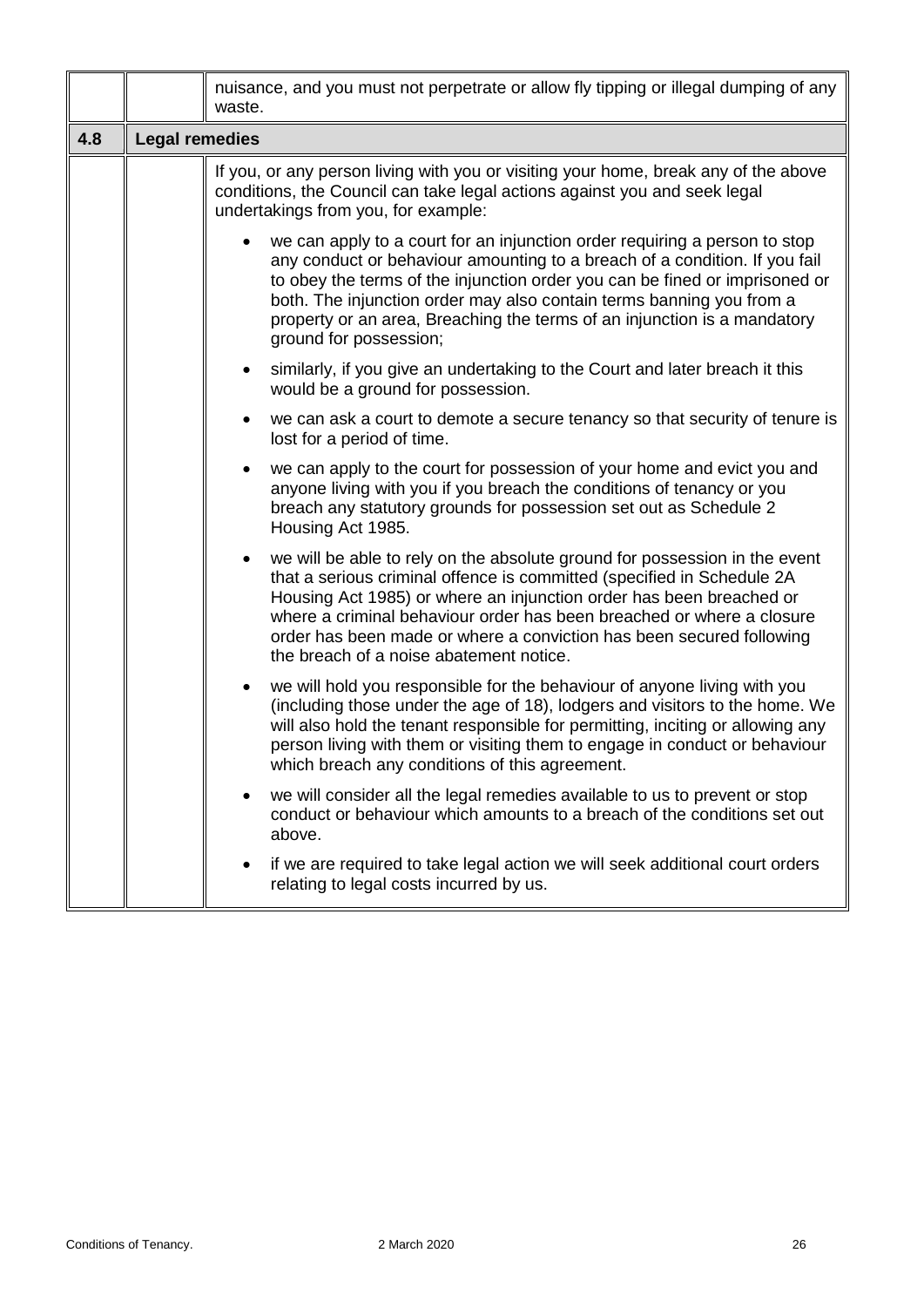| | | |
|---|---|---|
| | | nuisance, and you must not perpetrate or allow fly tipping or illegal dumping of any waste. |
| **4.8** | **Legal remedies** | |
| | | If you, or any person living with you or visiting your home, break any of the above conditions, the Council can take legal actions against you and seek legal undertakings from you, for example:<br><br>• we can apply to a court for an injunction order requiring a person to stop any conduct or behaviour amounting to a breach of a condition. If you fail to obey the terms of the injunction order you can be fined or imprisoned or both. The injunction order may also contain terms banning you from a property or an area, Breaching the terms of an injunction is a mandatory ground for possession;<br><br>• similarly, if you give an undertaking to the Court and later breach it this would be a ground for possession.<br><br>• we can ask a court to demote a secure tenancy so that security of tenure is lost for a period of time.<br><br>• we can apply to the court for possession of your home and evict you and anyone living with you if you breach the conditions of tenancy or you breach any statutory grounds for possession set out as Schedule 2 Housing Act 1985.<br><br>• we will be able to rely on the absolute ground for possession in the event that a serious criminal offence is committed (specified in Schedule 2A Housing Act 1985) or where an injunction order has been breached or where a criminal behaviour order has been breached or where a closure order has been made or where a conviction has been secured following the breach of a noise abatement notice.<br><br>• we will hold you responsible for the behaviour of anyone living with you (including those under the age of 18), lodgers and visitors to the home. We will also hold the tenant responsible for permitting, inciting or allowing any person living with them or visiting them to engage in conduct or behaviour which breach any conditions of this agreement.<br><br>• we will consider all the legal remedies available to us to prevent or stop conduct or behaviour which amounts to a breach of the conditions set out above.<br><br>• if we are required to take legal action we will seek additional court orders relating to legal costs incurred by us. |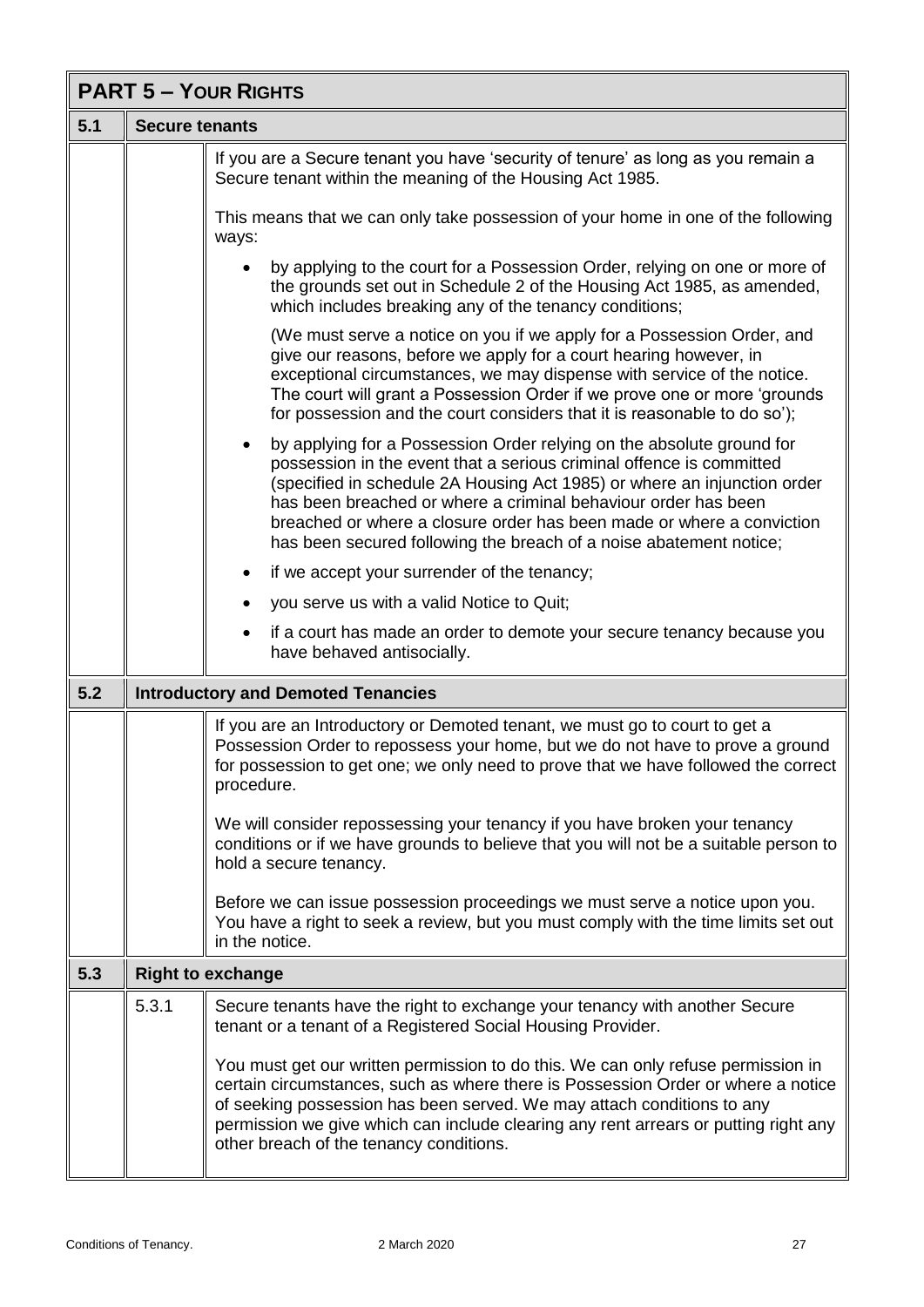## PART 5 – YOUR RIGHTS

### 5.1 Secure tenants

If you are a Secure tenant you have 'security of tenure' as long as you remain a Secure tenant within the meaning of the Housing Act 1985.

This means that we can only take possession of your home in one of the following ways:

- by applying to the court for a Possession Order, relying on one or more of the grounds set out in Schedule 2 of the Housing Act 1985, as amended, which includes breaking any of the tenancy conditions;

  (We must serve a notice on you if we apply for a Possession Order, and give our reasons, before we apply for a court hearing however, in exceptional circumstances, we may dispense with service of the notice. The court will grant a Possession Order if we prove one or more 'grounds for possession and the court considers that it is reasonable to do so');

- by applying for a Possession Order relying on the absolute ground for possession in the event that a serious criminal offence is committed (specified in schedule 2A Housing Act 1985) or where an injunction order has been breached or where a criminal behaviour order has been breached or where a closure order has been made or where a conviction has been secured following the breach of a noise abatement notice;
- if we accept your surrender of the tenancy;
- you serve us with a valid Notice to Quit;
- if a court has made an order to demote your secure tenancy because you have behaved antisocially.

### 5.2 Introductory and Demoted Tenancies

If you are an Introductory or Demoted tenant, we must go to court to get a Possession Order to repossess your home, but we do not have to prove a ground for possession to get one; we only need to prove that we have followed the correct procedure.

We will consider repossessing your tenancy if you have broken your tenancy conditions or if we have grounds to believe that you will not be a suitable person to hold a secure tenancy.

Before we can issue possession proceedings we must serve a notice upon you. You have a right to seek a review, but you must comply with the time limits set out in the notice.

### 5.3 Right to exchange

**5.3.1** Secure tenants have the right to exchange your tenancy with another Secure tenant or a tenant of a Registered Social Housing Provider.

You must get our written permission to do this. We can only refuse permission in certain circumstances, such as where there is Possession Order or where a notice of seeking possession has been served. We may attach conditions to any permission we give which can include clearing any rent arrears or putting right any other breach of the tenancy conditions.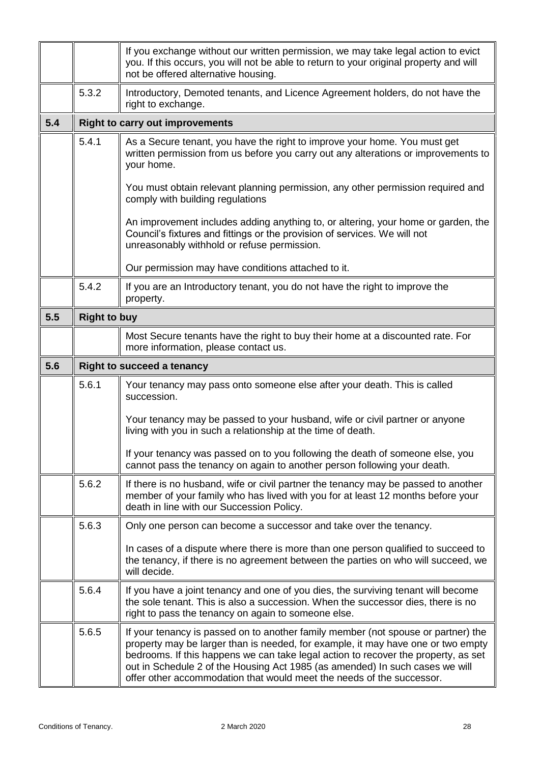| | | |
|---|---|---|
| | | If you exchange without our written permission, we may take legal action to evict you. If this occurs, you will not be able to return to your original property and will not be offered alternative housing. |
| | 5.3.2 | Introductory, Demoted tenants, and Licence Agreement holders, do not have the right to exchange. |
| **5.4** | **Right to carry out improvements** | |
| | 5.4.1 | As a Secure tenant, you have the right to improve your home. You must get written permission from us before you carry out any alterations or improvements to your home.<br><br>You must obtain relevant planning permission, any other permission required and comply with building regulations<br><br>An improvement includes adding anything to, or altering, your home or garden, the Council's fixtures and fittings or the provision of services. We will not unreasonably withhold or refuse permission.<br><br>Our permission may have conditions attached to it. |
| | 5.4.2 | If you are an Introductory tenant, you do not have the right to improve the property. |
| **5.5** | **Right to buy** | |
| | | Most Secure tenants have the right to buy their home at a discounted rate. For more information, please contact us. |
| **5.6** | **Right to succeed a tenancy** | |
| | 5.6.1 | Your tenancy may pass onto someone else after your death. This is called succession.<br><br>Your tenancy may be passed to your husband, wife or civil partner or anyone living with you in such a relationship at the time of death.<br><br>If your tenancy was passed on to you following the death of someone else, you cannot pass the tenancy on again to another person following your death. |
| | 5.6.2 | If there is no husband, wife or civil partner the tenancy may be passed to another member of your family who has lived with you for at least 12 months before your death in line with our Succession Policy. |
| | 5.6.3 | Only one person can become a successor and take over the tenancy.<br><br>In cases of a dispute where there is more than one person qualified to succeed to the tenancy, if there is no agreement between the parties on who will succeed, we will decide. |
| | 5.6.4 | If you have a joint tenancy and one of you dies, the surviving tenant will become the sole tenant. This is also a succession. When the successor dies, there is no right to pass the tenancy on again to someone else. |
| | 5.6.5 | If your tenancy is passed on to another family member (not spouse or partner) the property may be larger than is needed, for example, it may have one or two empty bedrooms. If this happens we can take legal action to recover the property, as set out in Schedule 2 of the Housing Act 1985 (as amended) In such cases we will offer other accommodation that would meet the needs of the successor. |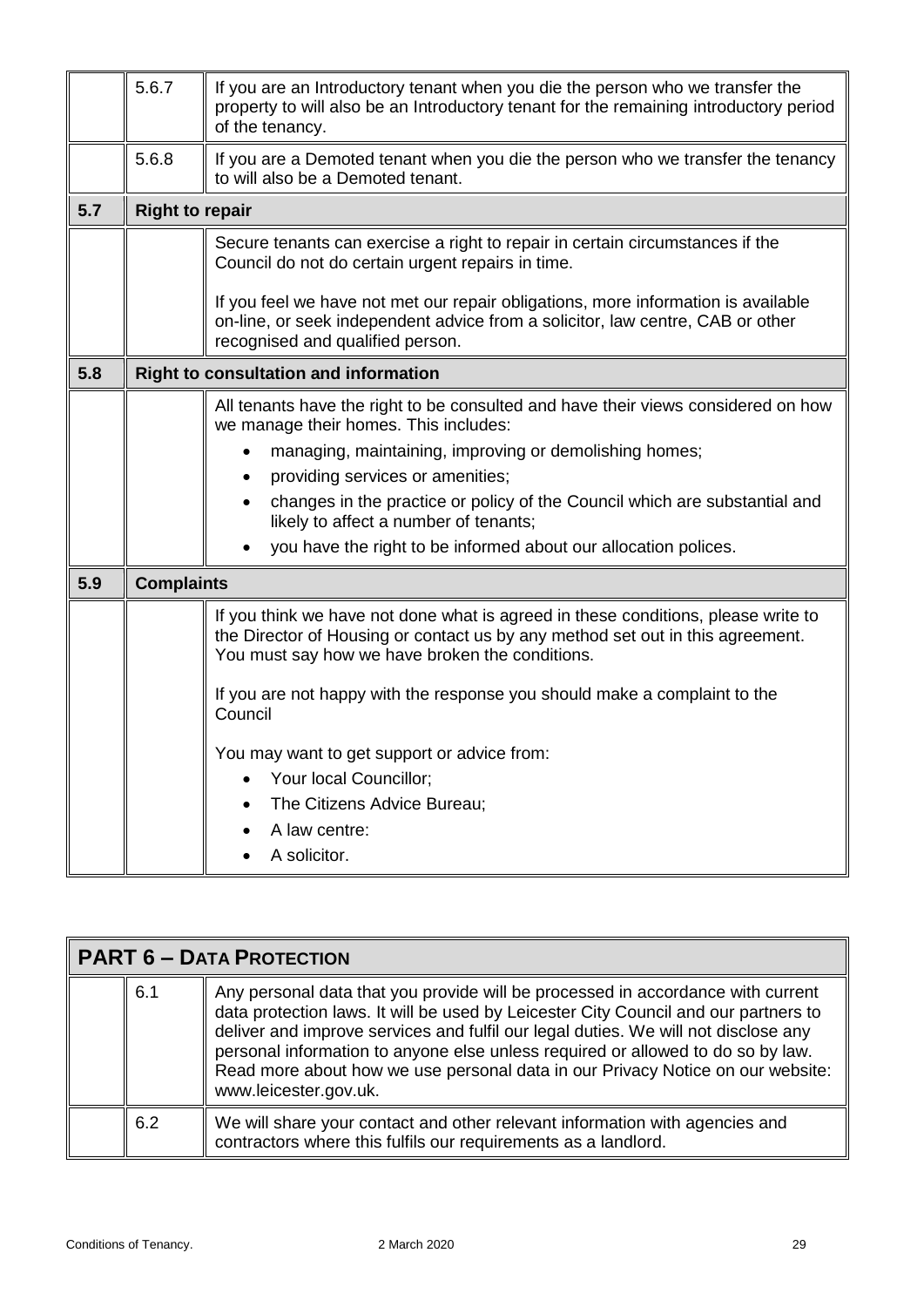| | | |
|---|---|---|
| | 5.6.7 | If you are an Introductory tenant when you die the person who we transfer the property to will also be an Introductory tenant for the remaining introductory period of the tenancy. |
| | 5.6.8 | If you are a Demoted tenant when you die the person who we transfer the tenancy to will also be a Demoted tenant. |
| **5.7** | **Right to repair** | |
| | | Secure tenants can exercise a right to repair in certain circumstances if the Council do not do certain urgent repairs in time.<br><br>If you feel we have not met our repair obligations, more information is available on-line, or seek independent advice from a solicitor, law centre, CAB or other recognised and qualified person. |
| **5.8** | **Right to consultation and information** | |
| | | All tenants have the right to be consulted and have their views considered on how we manage their homes. This includes:<br>• managing, maintaining, improving or demolishing homes;<br>• providing services or amenities;<br>• changes in the practice or policy of the Council which are substantial and likely to affect a number of tenants;<br>• you have the right to be informed about our allocation polices. |
| **5.9** | **Complaints** | |
| | | If you think we have not done what is agreed in these conditions, please write to the Director of Housing or contact us by any method set out in this agreement. You must say how we have broken the conditions.<br><br>If you are not happy with the response you should make a complaint to the Council<br><br>You may want to get support or advice from:<br>• Your local Councillor;<br>• The Citizens Advice Bureau;<br>• A law centre:<br>• A solicitor. |

| **PART 6 – DATA PROTECTION** | | |
|---|---|---|
| | 6.1 | Any personal data that you provide will be processed in accordance with current data protection laws. It will be used by Leicester City Council and our partners to deliver and improve services and fulfil our legal duties. We will not disclose any personal information to anyone else unless required or allowed to do so by law. Read more about how we use personal data in our Privacy Notice on our website: www.leicester.gov.uk. |
| | 6.2 | We will share your contact and other relevant information with agencies and contractors where this fulfils our requirements as a landlord. |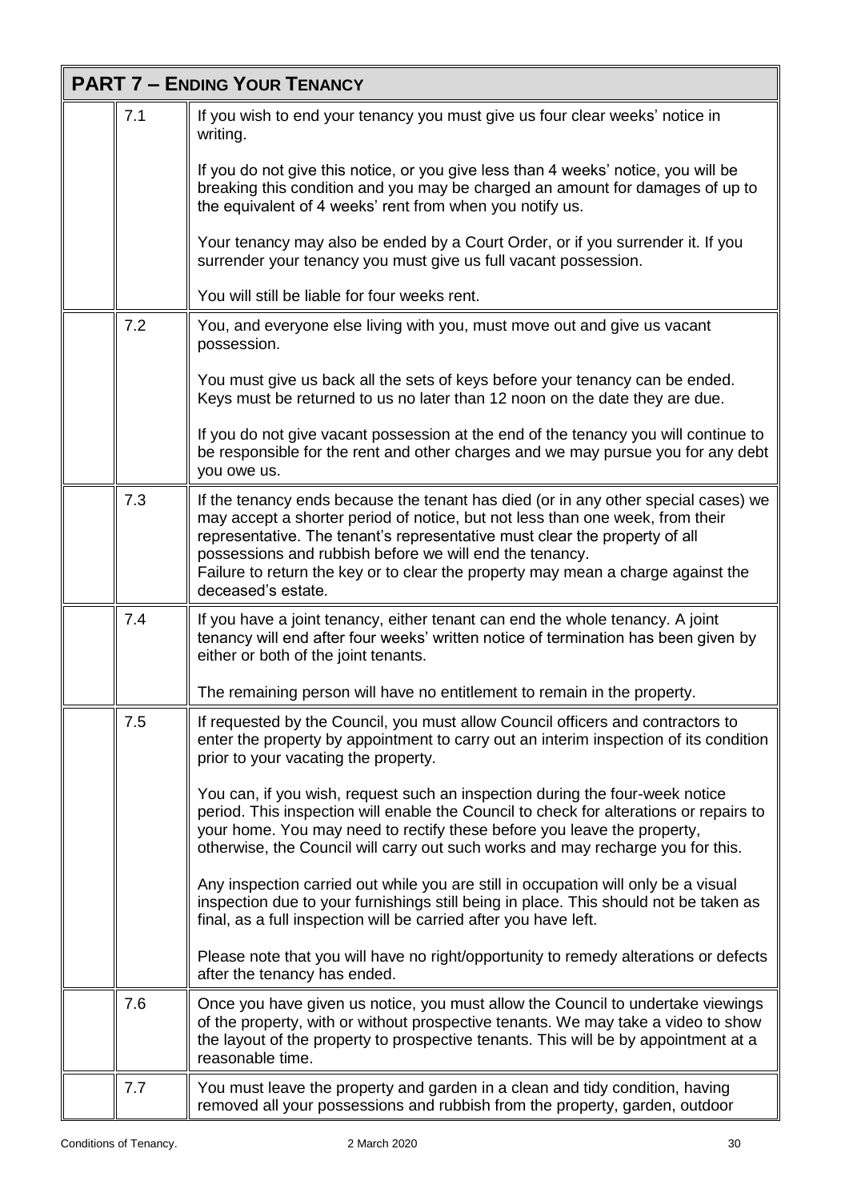## PART 7 – ENDING YOUR TENANCY

| | | |
|---|---|---|
| | 7.1 | If you wish to end your tenancy you must give us four clear weeks' notice in writing.<br><br>If you do not give this notice, or you give less than 4 weeks' notice, you will be breaking this condition and you may be charged an amount for damages of up to the equivalent of 4 weeks' rent from when you notify us.<br><br>Your tenancy may also be ended by a Court Order, or if you surrender it. If you surrender your tenancy you must give us full vacant possession.<br><br>You will still be liable for four weeks rent. |
| | 7.2 | You, and everyone else living with you, must move out and give us vacant possession.<br><br>You must give us back all the sets of keys before your tenancy can be ended. Keys must be returned to us no later than 12 noon on the date they are due.<br><br>If you do not give vacant possession at the end of the tenancy you will continue to be responsible for the rent and other charges and we may pursue you for any debt you owe us. |
| | 7.3 | If the tenancy ends because the tenant has died (or in any other special cases) we may accept a shorter period of notice, but not less than one week, from their representative. The tenant's representative must clear the property of all possessions and rubbish before we will end the tenancy.<br>Failure to return the key or to clear the property may mean a charge against the deceased's estate. |
| | 7.4 | If you have a joint tenancy, either tenant can end the whole tenancy. A joint tenancy will end after four weeks' written notice of termination has been given by either or both of the joint tenants.<br><br>The remaining person will have no entitlement to remain in the property. |
| | 7.5 | If requested by the Council, you must allow Council officers and contractors to enter the property by appointment to carry out an interim inspection of its condition prior to your vacating the property.<br><br>You can, if you wish, request such an inspection during the four-week notice period. This inspection will enable the Council to check for alterations or repairs to your home. You may need to rectify these before you leave the property, otherwise, the Council will carry out such works and may recharge you for this.<br><br>Any inspection carried out while you are still in occupation will only be a visual inspection due to your furnishings still being in place. This should not be taken as final, as a full inspection will be carried after you have left.<br><br>Please note that you will have no right/opportunity to remedy alterations or defects after the tenancy has ended. |
| | 7.6 | Once you have given us notice, you must allow the Council to undertake viewings of the property, with or without prospective tenants. We may take a video to show the layout of the property to prospective tenants. This will be by appointment at a reasonable time. |
| | 7.7 | You must leave the property and garden in a clean and tidy condition, having removed all your possessions and rubbish from the property, garden, outdoor |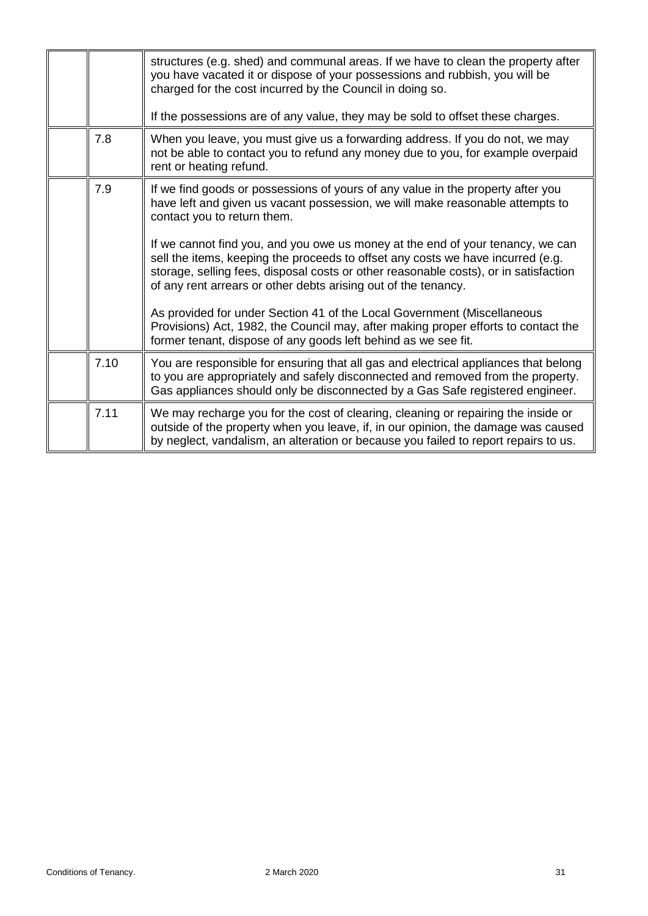| | | |
|---|---|---|
| | | structures (e.g. shed) and communal areas. If we have to clean the property after you have vacated it or dispose of your possessions and rubbish, you will be charged for the cost incurred by the Council in doing so.<br><br>If the possessions are of any value, they may be sold to offset these charges. |
| | 7.8 | When you leave, you must give us a forwarding address. If you do not, we may not be able to contact you to refund any money due to you, for example overpaid rent or heating refund. |
| | 7.9 | If we find goods or possessions of yours of any value in the property after you have left and given us vacant possession, we will make reasonable attempts to contact you to return them.<br><br>If we cannot find you, and you owe us money at the end of your tenancy, we can sell the items, keeping the proceeds to offset any costs we have incurred (e.g. storage, selling fees, disposal costs or other reasonable costs), or in satisfaction of any rent arrears or other debts arising out of the tenancy.<br><br>As provided for under Section 41 of the Local Government (Miscellaneous Provisions) Act, 1982, the Council may, after making proper efforts to contact the former tenant, dispose of any goods left behind as we see fit. |
| | 7.10 | You are responsible for ensuring that all gas and electrical appliances that belong to you are appropriately and safely disconnected and removed from the property. Gas appliances should only be disconnected by a Gas Safe registered engineer. |
| | 7.11 | We may recharge you for the cost of clearing, cleaning or repairing the inside or outside of the property when you leave, if, in our opinion, the damage was caused by neglect, vandalism, an alteration or because you failed to report repairs to us. |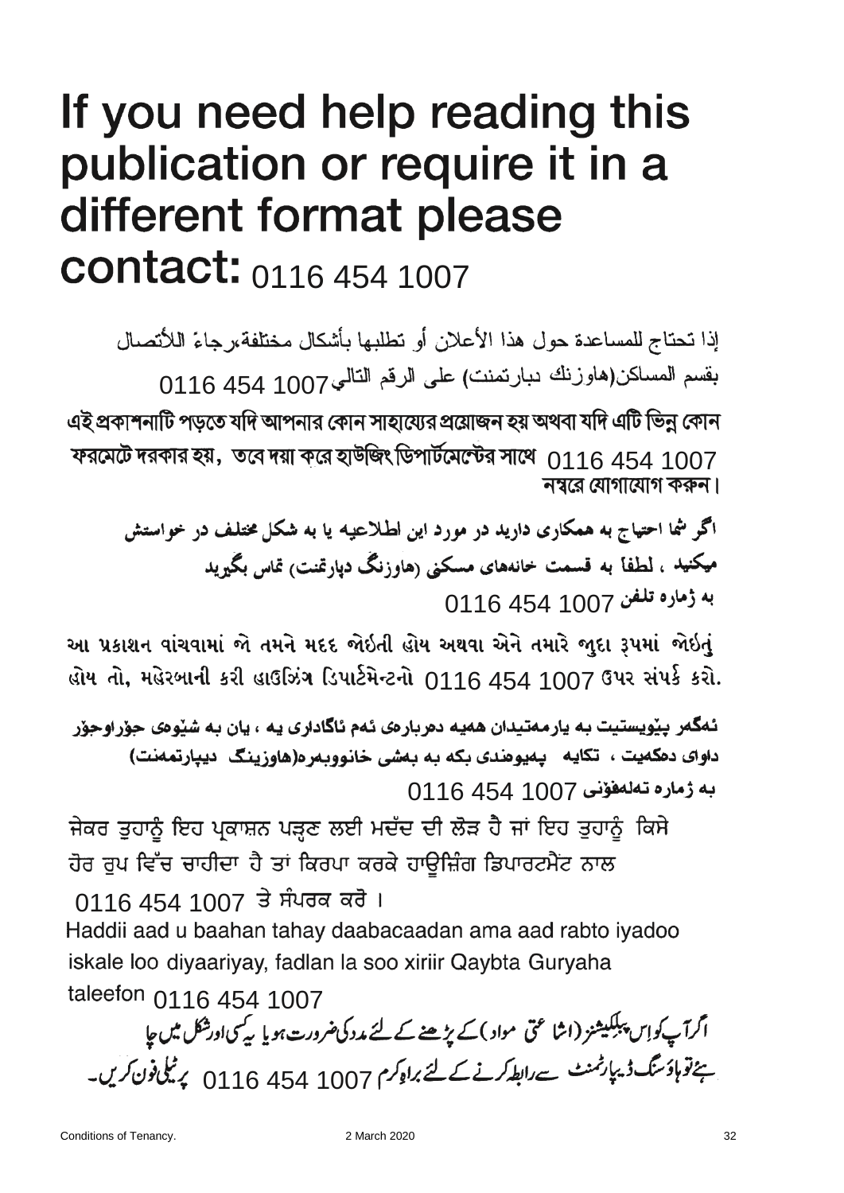# If you need help reading this publication or require it in a different format please contact: 0116 454 1007

إذا تحتاج للمساعدة حول هذا الأعلان أو تطلبها بأشكال مختلفة،رجاءً اللأتصال بقسم المساكن(هاوزنك دبارتمنت) على الرقم التالي0116 454 1007

এই প্রকাশনাটি পড়তে যদি আপনার কোন সাহায্যের প্রয়োজন হয় অথবা যদি এটি ভিন্ন কোন ফরমেটে দরকার হয়, তবে দয়া করে হাউজিং ডিপার্টমেন্টের সাথে 0116 454 1007 নম্বরে যোগাযোগ করুন।

اگر شما احتیاج به همکاری دارید در مورد این اطلاعیه یا به شکل مختلف در خواستش میکنید ، لطفاً به قسمت خانه‌های مسکنی (هاوزنگ دپارتمنت) تماس بگیرید به ژماره تلفن 0116 454 1007

આ પ્રકાશન વાંચવામાં જો તમને મદદ જોઈતી હોય અથવા એને તમારે જુદા રૂપમાં જોઈતું હોય તો, મહેરબાની કરી હાઉઝિંગ ડિપાર્ટમેન્ટનો 0116 454 1007 ઉપર સંપર્ક કરો.

ئەگەر پێویستیت بە یارمەتیدان هەیە دەربارەی ئەم ئاگاداری یە ، یان بە شێوەی جۆراوجۆر داوای دەکەیت ، تکایە پەیوەندی بکە بە بەشی خانووبەرە(هاوزینگ دیپارتمەنت) بە ژمارە تەلەفۆنی 0116 454 1007

ਜੇਕਰ ਤੁਹਾਨੂੰ ਇਹ ਪ੍ਰਕਾਸ਼ਨ ਪੜ੍ਹਣ ਲਈ ਮਦੱਦ ਦੀ ਲੋੜ ਹੈ ਜਾਂ ਇਹ ਤੁਹਾਨੂੰ ਕਿਸੇ ਹੋਰ ਰੂਪ ਵਿੱਚ ਚਾਹੀਦਾ ਹੈ ਤਾਂ ਕਿਰਪਾ ਕਰਕੇ ਹਾਊਜ਼ਿੰਗ ਡਿਪਾਰਟਮੈਂਟ ਨਾਲ 0116 454 1007 ਤੇ ਸੰਪਰਕ ਕਰੋ ।

Haddii aad u baahan tahay daabacaadan ama aad rabto iyadoo iskale loo diyaariyay, fadlan la soo xiriir Qaybta Guryaha taleefon 0116 454 1007

اگر آپ کو اس پبلیکیشنز (اشاعتی مواد) کے پڑھنے کے لئے مدد کی ضرورت ہو یا یہ کسی اور شکل میں چاہیئے تو ہاؤسنگ ڈیپارٹمنٹ سے رابطہ کرنے کے لئے براہ کرم 0116 454 1007 پر ٹیلی فون کریں۔